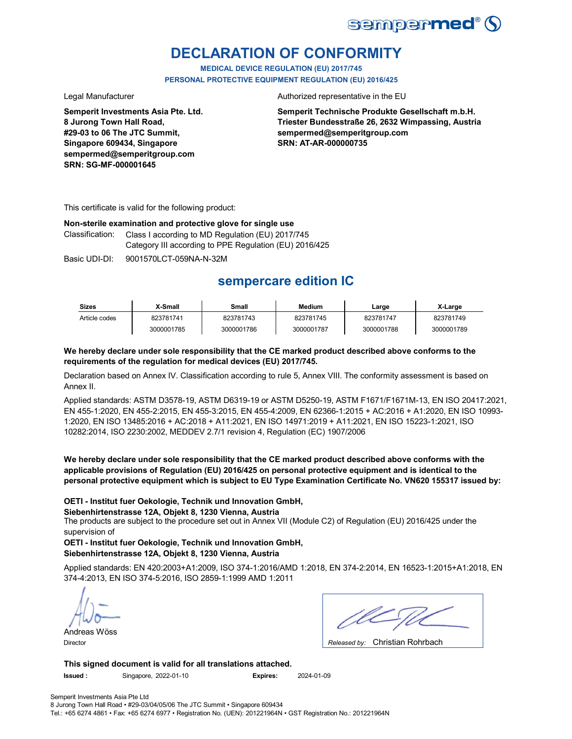# DECLARATION OF CONFORMITY

**MEDICAL DEVICE REGULATION (EU) 2017/745**
**PERSONAL PROTECTIVE EQUIPMENT REGULATION (EU) 2016/425**

Legal Manufacturer

**Semperit Investments Asia Pte. Ltd.**
**8 Jurong Town Hall Road,**
**#29-03 to 06 The JTC Summit,**
**Singapore 609434, Singapore**
**sempermed@semperitgroup.com**
**SRN: SG-MF-000001645**

Authorized representative in the EU

**Semperit Technische Produkte Gesellschaft m.b.H.**
**Triester Bundesstraße 26, 2632 Wimpassing, Austria**
**sempermed@semperitgroup.com**
**SRN: AT-AR-000000735**

This certificate is valid for the following product:

**Non-sterile examination and protective glove for single use**

Classification: Class I according to MD Regulation (EU) 2017/745
Category III according to PPE Regulation (EU) 2016/425

Basic UDI-DI: 9001570LCT-059NA-N-32M

## sempercare edition IC

| Sizes | X-Small | Small | Medium | Large | X-Large |
|---|---|---|---|---|---|
| Article codes | 823781741 | 823781743 | 823781745 | 823781747 | 823781749 |
| | 3000001785 | 3000001786 | 3000001787 | 3000001788 | 3000001789 |

**We hereby declare under sole responsibility that the CE marked product described above conforms to the requirements of the regulation for medical devices (EU) 2017/745.**

Declaration based on Annex IV. Classification according to rule 5, Annex VIII. The conformity assessment is based on Annex II.

Applied standards: ASTM D3578-19, ASTM D6319-19 or ASTM D5250-19, ASTM F1671/F1671M-13, EN ISO 20417:2021, EN 455-1:2020, EN 455-2:2015, EN 455-3:2015, EN 455-4:2009, EN 62366-1:2015 + AC:2016 + A1:2020, EN ISO 10993-1:2020, EN ISO 13485:2016 + AC:2018 + A11:2021, EN ISO 14971:2019 + A11:2021, EN ISO 15223-1:2021, ISO 10282:2014, ISO 2230:2002, MEDDEV 2.7/1 revision 4, Regulation (EC) 1907/2006

**We hereby declare under sole responsibility that the CE marked product described above conforms with the applicable provisions of Regulation (EU) 2016/425 on personal protective equipment and is identical to the personal protective equipment which is subject to EU Type Examination Certificate No. VN620 155317 issued by:**

**OETI - Institut fuer Oekologie, Technik und Innovation GmbH,**
**Siebenhirtenstrasse 12A, Objekt 8, 1230 Vienna, Austria**

The products are subject to the procedure set out in Annex VII (Module C2) of Regulation (EU) 2016/425 under the supervision of

**OETI - Institut fuer Oekologie, Technik und Innovation GmbH,**
**Siebenhirtenstrasse 12A, Objekt 8, 1230 Vienna, Austria**

Applied standards: EN 420:2003+A1:2009, ISO 374-1:2016/AMD 1:2018, EN 374-2:2014, EN 16523-1:2015+A1:2018, EN 374-4:2013, EN ISO 374-5:2016, ISO 2859-1:1999 AMD 1:2011

Andreas Wöss
Director

*Released by:* Christian Rohrbach

**This signed document is valid for all translations attached.**

**Issued :** Singapore, 2022-01-10 **Expires:** 2024-01-09

Semperit Investments Asia Pte Ltd
8 Jurong Town Hall Road • #29-03/04/05/06 The JTC Summit • Singapore 609434
Tel.: +65 6274 4861 • Fax: +65 6274 6977 • Registration No. (UEN): 201221964N • GST Registration No.: 201221964N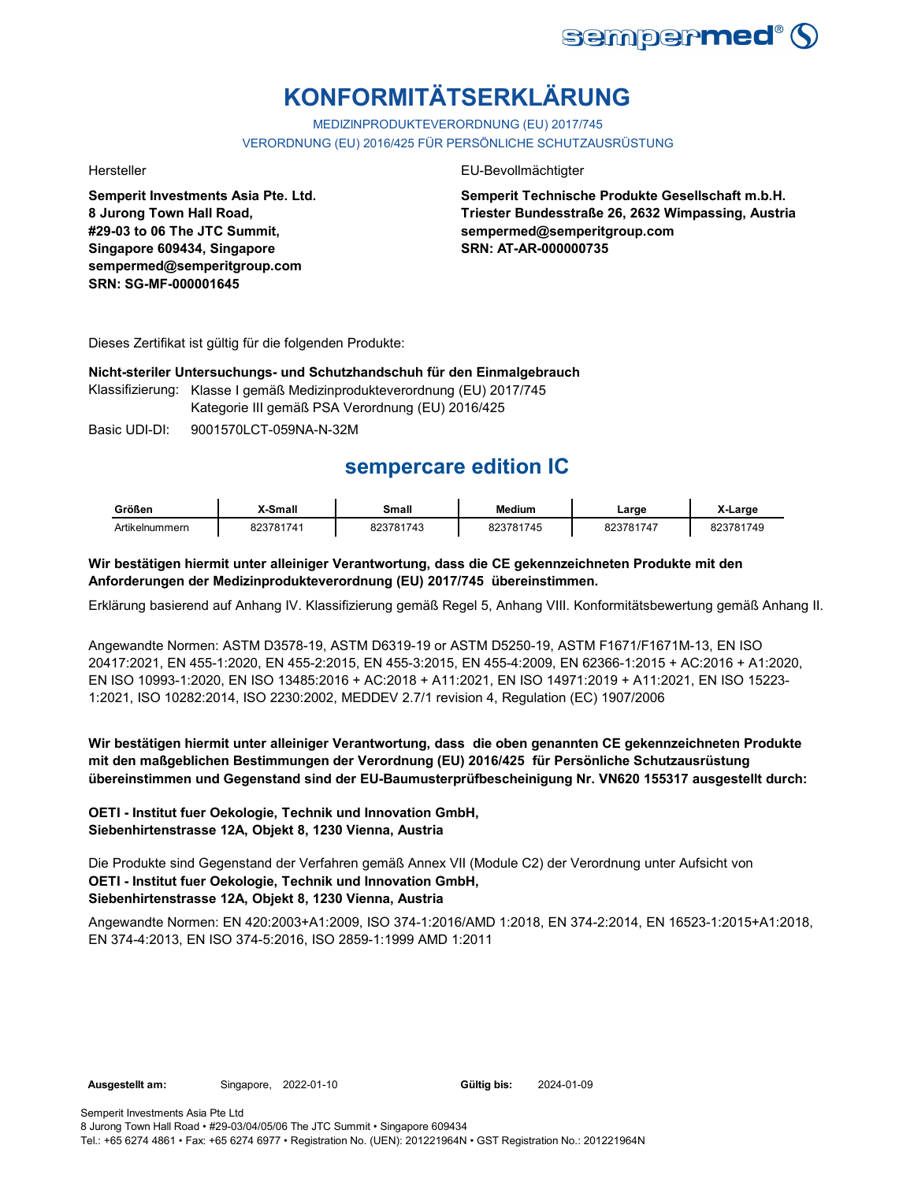# KONFORMITÄTSERKLÄRUNG

MEDIZINPRODUKTEVERORDNUNG (EU) 2017/745
VERORDNUNG (EU) 2016/425 FÜR PERSÖNLICHE SCHUTZAUSRÜSTUNG

Hersteller

**Semperit Investments Asia Pte. Ltd.**
**8 Jurong Town Hall Road,**
**#29-03 to 06 The JTC Summit,**
**Singapore 609434, Singapore**
**sempermed@semperitgroup.com**
**SRN: SG-MF-000001645**

EU-Bevollmächtigter

**Semperit Technische Produkte Gesellschaft m.b.H.**
**Triester Bundesstraße 26, 2632 Wimpassing, Austria**
**sempermed@semperitgroup.com**
**SRN: AT-AR-000000735**

Dieses Zertifikat ist gültig für die folgenden Produkte:

**Nicht-steriler Untersuchungs- und Schutzhandschuh für den Einmalgebrauch**

Klassifizierung: Klasse I gemäß Medizinprodukteverordnung (EU) 2017/745
Kategorie III gemäß PSA Verordnung (EU) 2016/425

Basic UDI-DI: 9001570LCT-059NA-N-32M

## sempercare edition IC

| Größen | X-Small | Small | Medium | Large | X-Large |
|---|---|---|---|---|---|
| Artikelnummern | 823781741 | 823781743 | 823781745 | 823781747 | 823781749 |

**Wir bestätigen hiermit unter alleiniger Verantwortung, dass die CE gekennzeichneten Produkte mit den Anforderungen der Medizinprodukteverordnung (EU) 2017/745 übereinstimmen.**

Erklärung basierend auf Anhang IV. Klassifizierung gemäß Regel 5, Anhang VIII. Konformitätsbewertung gemäß Anhang II.

Angewandte Normen: ASTM D3578-19, ASTM D6319-19 or ASTM D5250-19, ASTM F1671/F1671M-13, EN ISO 20417:2021, EN 455-1:2020, EN 455-2:2015, EN 455-3:2015, EN 455-4:2009, EN 62366-1:2015 + AC:2016 + A1:2020, EN ISO 10993-1:2020, EN ISO 13485:2016 + AC:2018 + A11:2021, EN ISO 14971:2019 + A11:2021, EN ISO 15223-1:2021, ISO 10282:2014, ISO 2230:2002, MEDDEV 2.7/1 revision 4, Regulation (EC) 1907/2006

**Wir bestätigen hiermit unter alleiniger Verantwortung, dass die oben genannten CE gekennzeichneten Produkte mit den maßgeblichen Bestimmungen der Verordnung (EU) 2016/425 für Persönliche Schutzausrüstung übereinstimmen und Gegenstand sind der EU-Baumusterprüfbescheinigung Nr. VN620 155317 ausgestellt durch:**

**OETI - Institut fuer Oekologie, Technik und Innovation GmbH,**
**Siebenhirtenstrasse 12A, Objekt 8, 1230 Vienna, Austria**

Die Produkte sind Gegenstand der Verfahren gemäß Annex VII (Module C2) der Verordnung unter Aufsicht von
**OETI - Institut fuer Oekologie, Technik und Innovation GmbH,**
**Siebenhirtenstrasse 12A, Objekt 8, 1230 Vienna, Austria**

Angewandte Normen: EN 420:2003+A1:2009, ISO 374-1:2016/AMD 1:2018, EN 374-2:2014, EN 16523-1:2015+A1:2018, EN 374-4:2013, EN ISO 374-5:2016, ISO 2859-1:1999 AMD 1:2011

**Ausgestellt am:** Singapore, 2022-01-10 **Gültig bis:** 2024-01-09

Semperit Investments Asia Pte Ltd
8 Jurong Town Hall Road • #29-03/04/05/06 The JTC Summit • Singapore 609434
Tel.: +65 6274 4861 • Fax: +65 6274 6977 • Registration No. (UEN): 201221964N • GST Registration No.: 201221964N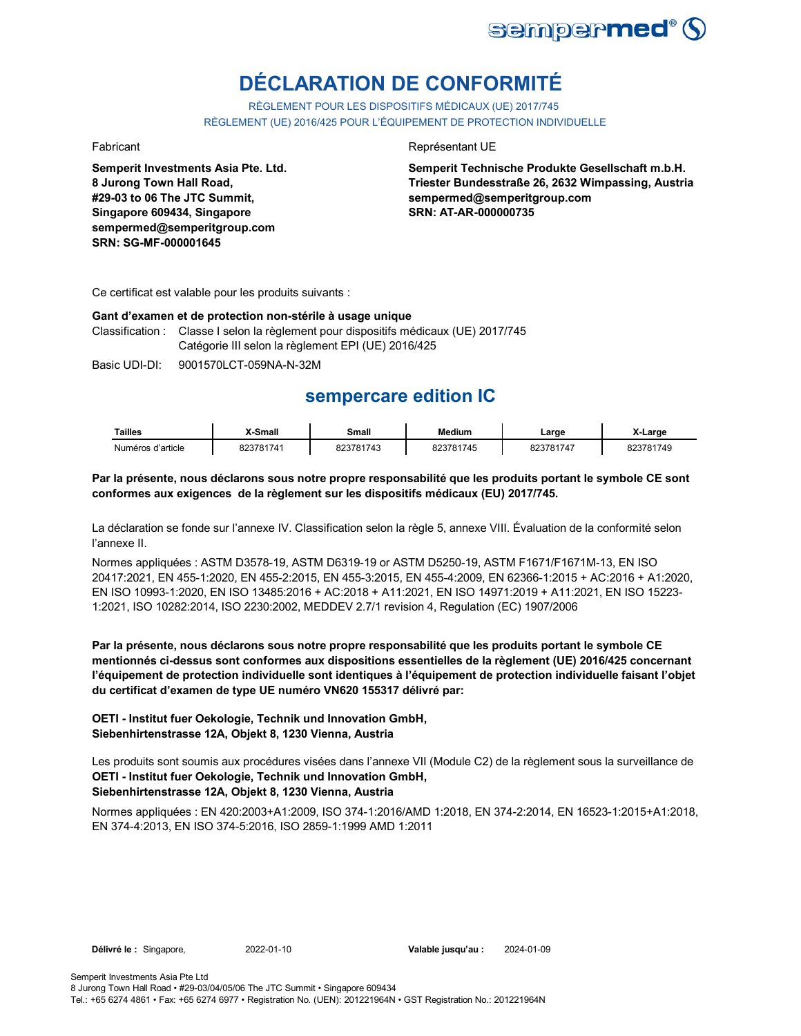# DÉCLARATION DE CONFORMITÉ

RÈGLEMENT POUR LES DISPOSITIFS MÉDICAUX (UE) 2017/745
RÈGLEMENT (UE) 2016/425 POUR L'ÉQUIPEMENT DE PROTECTION INDIVIDUELLE

Fabricant

**Semperit Investments Asia Pte. Ltd.**
**8 Jurong Town Hall Road,**
**#29-03 to 06 The JTC Summit,**
**Singapore 609434, Singapore**
**sempermed@semperitgroup.com**
**SRN: SG-MF-000001645**

Représentant UE

**Semperit Technische Produkte Gesellschaft m.b.H.**
**Triester Bundesstraße 26, 2632 Wimpassing, Austria**
**sempermed@semperitgroup.com**
**SRN: AT-AR-000000735**

Ce certificat est valable pour les produits suivants :

**Gant d'examen et de protection non-stérile à usage unique**

Classification : Classe I selon la règlement pour dispositifs médicaux (UE) 2017/745
Catégorie III selon la règlement EPI (UE) 2016/425

Basic UDI-DI: 9001570LCT-059NA-N-32M

## sempercare edition IC

| Tailles | X-Small | Small | Medium | Large | X-Large |
|---|---|---|---|---|---|
| Numéros d'article | 823781741 | 823781743 | 823781745 | 823781747 | 823781749 |

**Par la présente, nous déclarons sous notre propre responsabilité que les produits portant le symbole CE sont conformes aux exigences de la règlement sur les dispositifs médicaux (EU) 2017/745.**

La déclaration se fonde sur l'annexe IV. Classification selon la règle 5, annexe VIII. Évaluation de la conformité selon l'annexe II.

Normes appliquées : ASTM D3578-19, ASTM D6319-19 or ASTM D5250-19, ASTM F1671/F1671M-13, EN ISO 20417:2021, EN 455-1:2020, EN 455-2:2015, EN 455-3:2015, EN 455-4:2009, EN 62366-1:2015 + AC:2016 + A1:2020, EN ISO 10993-1:2020, EN ISO 13485:2016 + AC:2018 + A11:2021, EN ISO 14971:2019 + A11:2021, EN ISO 15223-1:2021, ISO 10282:2014, ISO 2230:2002, MEDDEV 2.7/1 revision 4, Regulation (EC) 1907/2006

**Par la présente, nous déclarons sous notre propre responsabilité que les produits portant le symbole CE mentionnés ci-dessus sont conformes aux dispositions essentielles de la règlement (UE) 2016/425 concernant l'équipement de protection individuelle sont identiques à l'équipement de protection individuelle faisant l'objet du certificat d'examen de type UE numéro VN620 155317 délivré par:**

**OETI - Institut fuer Oekologie, Technik und Innovation GmbH,**
**Siebenhirtenstrasse 12A, Objekt 8, 1230 Vienna, Austria**

Les produits sont soumis aux procédures visées dans l'annexe VII (Module C2) de la règlement sous la surveillance de
**OETI - Institut fuer Oekologie, Technik und Innovation GmbH,**
**Siebenhirtenstrasse 12A, Objekt 8, 1230 Vienna, Austria**

Normes appliquées : EN 420:2003+A1:2009, ISO 374-1:2016/AMD 1:2018, EN 374-2:2014, EN 16523-1:2015+A1:2018, EN 374-4:2013, EN ISO 374-5:2016, ISO 2859-1:1999 AMD 1:2011

**Délivré le :** Singapore, 2022-01-10 **Valable jusqu'au :** 2024-01-09

Semperit Investments Asia Pte Ltd
8 Jurong Town Hall Road • #29-03/04/05/06 The JTC Summit • Singapore 609434
Tel.: +65 6274 4861 • Fax: +65 6274 6977 • Registration No. (UEN): 201221964N • GST Registration No.: 201221964N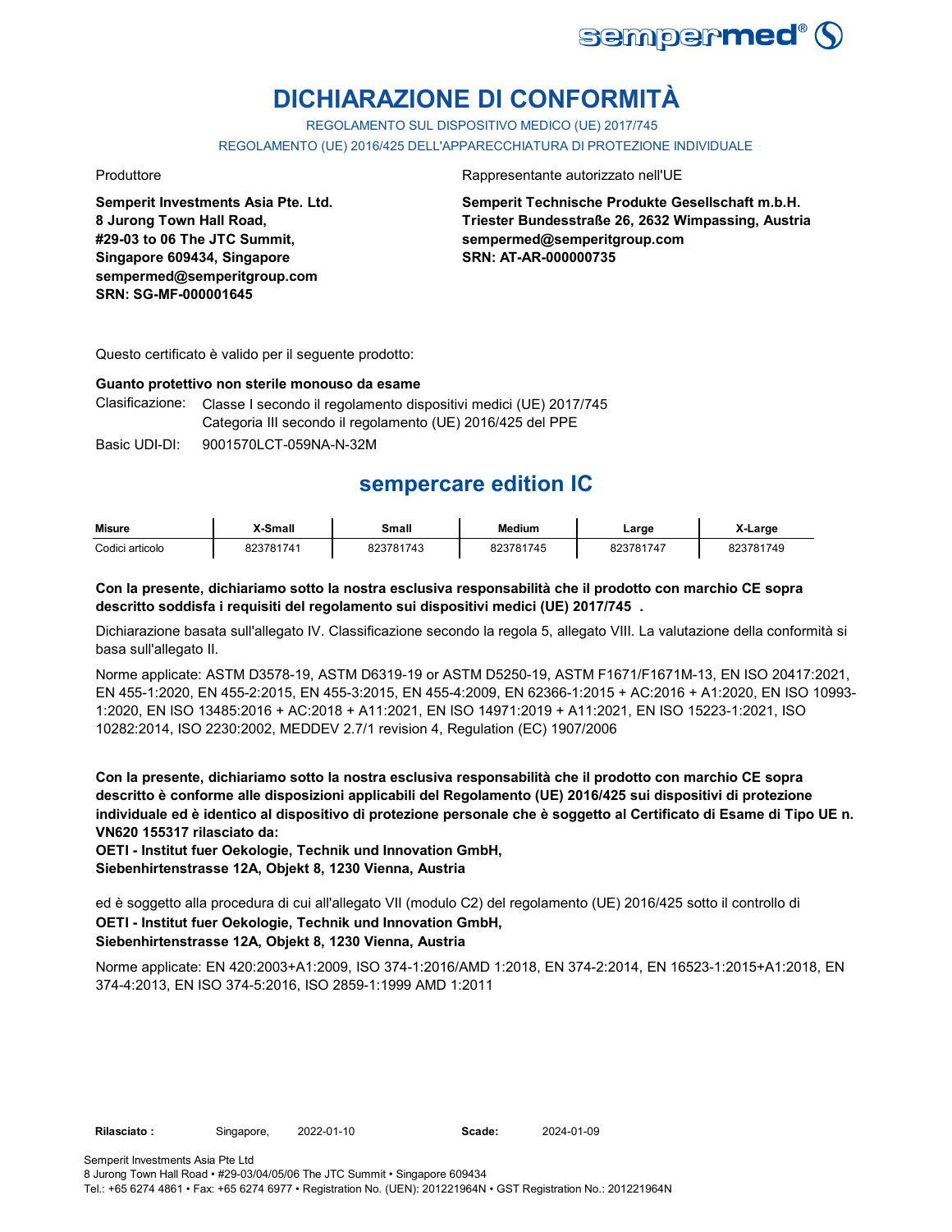# DICHIARAZIONE DI CONFORMITÀ

REGOLAMENTO SUL DISPOSITIVO MEDICO (UE) 2017/745

REGOLAMENTO (UE) 2016/425 DELL'APPARECCHIATURA DI PROTEZIONE INDIVIDUALE

Produttore

**Semperit Investments Asia Pte. Ltd.**
**8 Jurong Town Hall Road,**
**#29-03 to 06 The JTC Summit,**
**Singapore 609434, Singapore**
**sempermed@semperitgroup.com**
**SRN: SG-MF-000001645**

Rappresentante autorizzato nell'UE

**Semperit Technische Produkte Gesellschaft m.b.H.**
**Triester Bundesstraße 26, 2632 Wimpassing, Austria**
**sempermed@semperitgroup.com**
**SRN: AT-AR-000000735**

Questo certificato è valido per il seguente prodotto:

**Guanto protettivo non sterile monouso da esame**

Clasificazione: Classe I secondo il regolamento dispositivi medici (UE) 2017/745
Categoria III secondo il regolamento (UE) 2016/425 del PPE

Basic UDI-DI: 9001570LCT-059NA-N-32M

## sempercare edition IC

| Misure | X-Small | Small | Medium | Large | X-Large |
|---|---|---|---|---|---|
| Codici articolo | 823781741 | 823781743 | 823781745 | 823781747 | 823781749 |

**Con la presente, dichiariamo sotto la nostra esclusiva responsabilità che il prodotto con marchio CE sopra descritto soddisfa i requisiti del regolamento sui dispositivi medici (UE) 2017/745 .**

Dichiarazione basata sull'allegato IV. Classificazione secondo la regola 5, allegato VIII. La valutazione della conformità si basa sull'allegato II.

Norme applicate: ASTM D3578-19, ASTM D6319-19 or ASTM D5250-19, ASTM F1671/F1671M-13, EN ISO 20417:2021, EN 455-1:2020, EN 455-2:2015, EN 455-3:2015, EN 455-4:2009, EN 62366-1:2015 + AC:2016 + A1:2020, EN ISO 10993-1:2020, EN ISO 13485:2016 + AC:2018 + A11:2021, EN ISO 14971:2019 + A11:2021, EN ISO 15223-1:2021, ISO 10282:2014, ISO 2230:2002, MEDDEV 2.7/1 revision 4, Regulation (EC) 1907/2006

**Con la presente, dichiariamo sotto la nostra esclusiva responsabilità che il prodotto con marchio CE sopra descritto è conforme alle disposizioni applicabili del Regolamento (UE) 2016/425 sui dispositivi di protezione individuale ed è identico al dispositivo di protezione personale che è soggetto al Certificato di Esame di Tipo UE n. VN620 155317 rilasciato da:**
**OETI - Institut fuer Oekologie, Technik und Innovation GmbH,**
**Siebenhirtenstrasse 12A, Objekt 8, 1230 Vienna, Austria**

ed è soggetto alla procedura di cui all'allegato VII (modulo C2) del regolamento (UE) 2016/425 sotto il controllo di
**OETI - Institut fuer Oekologie, Technik und Innovation GmbH,**
**Siebenhirtenstrasse 12A, Objekt 8, 1230 Vienna, Austria**

Norme applicate: EN 420:2003+A1:2009, ISO 374-1:2016/AMD 1:2018, EN 374-2:2014, EN 16523-1:2015+A1:2018, EN 374-4:2013, EN ISO 374-5:2016, ISO 2859-1:1999 AMD 1:2011

**Rilasciato :** Singapore, 2022-01-10 **Scade:** 2024-01-09

Semperit Investments Asia Pte Ltd
8 Jurong Town Hall Road • #29-03/04/05/06 The JTC Summit • Singapore 609434
Tel.: +65 6274 4861 • Fax: +65 6274 6977 • Registration No. (UEN): 201221964N • GST Registration No.: 201221964N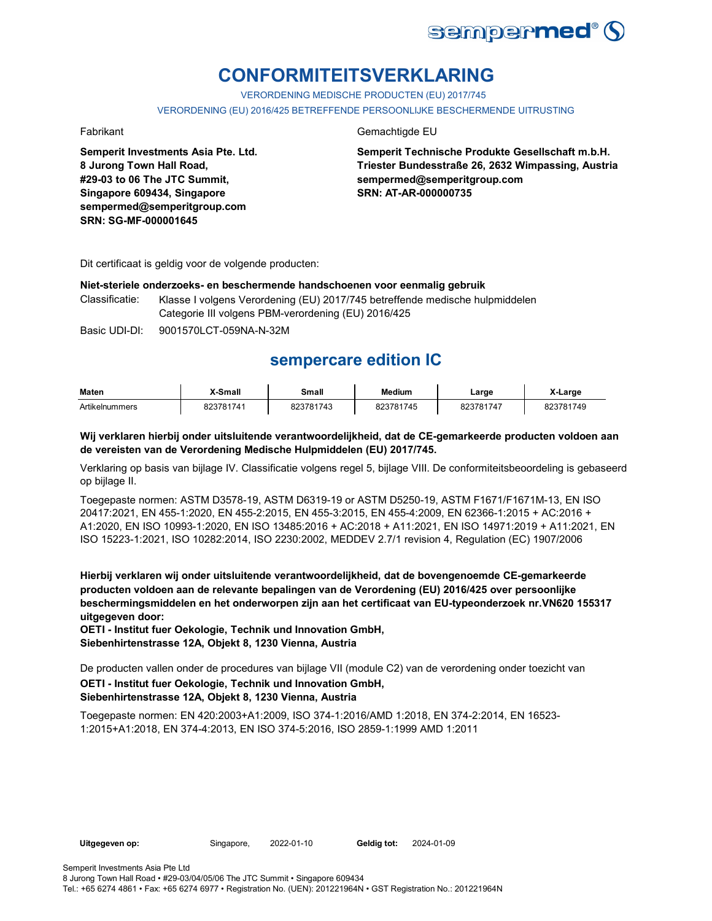# CONFORMITEITSVERKLARING

VERORDENING MEDISCHE PRODUCTEN (EU) 2017/745

VERORDENING (EU) 2016/425 BETREFFENDE PERSOONLIJKE BESCHERMENDE UITRUSTING

Fabrikant

**Semperit Investments Asia Pte. Ltd.**
**8 Jurong Town Hall Road,**
**#29-03 to 06 The JTC Summit,**
**Singapore 609434, Singapore**
**sempermed@semperitgroup.com**
**SRN: SG-MF-000001645**

Gemachtigde EU

**Semperit Technische Produkte Gesellschaft m.b.H.**
**Triester Bundesstraße 26, 2632 Wimpassing, Austria**
**sempermed@semperitgroup.com**
**SRN: AT-AR-000000735**

Dit certificaat is geldig voor de volgende producten:

**Niet-steriele onderzoeks- en beschermende handschoenen voor eenmalig gebruik**

Classificatie: Klasse I volgens Verordening (EU) 2017/745 betreffende medische hulpmiddelen
Categorie III volgens PBM-verordening (EU) 2016/425

Basic UDI-DI: 9001570LCT-059NA-N-32M

## sempercare edition IC

| Maten | X-Small | Small | Medium | Large | X-Large |
|---|---|---|---|---|---|
| Artikelnummers | 823781741 | 823781743 | 823781745 | 823781747 | 823781749 |

**Wij verklaren hierbij onder uitsluitende verantwoordelijkheid, dat de CE-gemarkeerde producten voldoen aan de vereisten van de Verordening Medische Hulpmiddelen (EU) 2017/745.**

Verklaring op basis van bijlage IV. Classificatie volgens regel 5, bijlage VIII. De conformiteitsbeoordeling is gebaseerd op bijlage II.

Toegepaste normen: ASTM D3578-19, ASTM D6319-19 or ASTM D5250-19, ASTM F1671/F1671M-13, EN ISO 20417:2021, EN 455-1:2020, EN 455-2:2015, EN 455-3:2015, EN 455-4:2009, EN 62366-1:2015 + AC:2016 + A1:2020, EN ISO 10993-1:2020, EN ISO 13485:2016 + AC:2018 + A11:2021, EN ISO 14971:2019 + A11:2021, EN ISO 15223-1:2021, ISO 10282:2014, ISO 2230:2002, MEDDEV 2.7/1 revision 4, Regulation (EC) 1907/2006

**Hierbij verklaren wij onder uitsluitende verantwoordelijkheid, dat de bovengenoemde CE-gemarkeerde producten voldoen aan de relevante bepalingen van de Verordening (EU) 2016/425 over persoonlijke beschermingsmiddelen en het onderworpen zijn aan het certificaat van EU-typeonderzoek nr.VN620 155317 uitgegeven door:**
**OETI - Institut fuer Oekologie, Technik und Innovation GmbH,**
**Siebenhirtenstrasse 12A, Objekt 8, 1230 Vienna, Austria**

De producten vallen onder de procedures van bijlage VII (module C2) van de verordening onder toezicht van
**OETI - Institut fuer Oekologie, Technik und Innovation GmbH,**
**Siebenhirtenstrasse 12A, Objekt 8, 1230 Vienna, Austria**

Toegepaste normen: EN 420:2003+A1:2009, ISO 374-1:2016/AMD 1:2018, EN 374-2:2014, EN 16523-1:2015+A1:2018, EN 374-4:2013, EN ISO 374-5:2016, ISO 2859-1:1999 AMD 1:2011

**Uitgegeven op:** Singapore, 2022-01-10 **Geldig tot:** 2024-01-09

Semperit Investments Asia Pte Ltd
8 Jurong Town Hall Road • #29-03/04/05/06 The JTC Summit • Singapore 609434
Tel.: +65 6274 4861 • Fax: +65 6274 6977 • Registration No. (UEN): 201221964N • GST Registration No.: 201221964N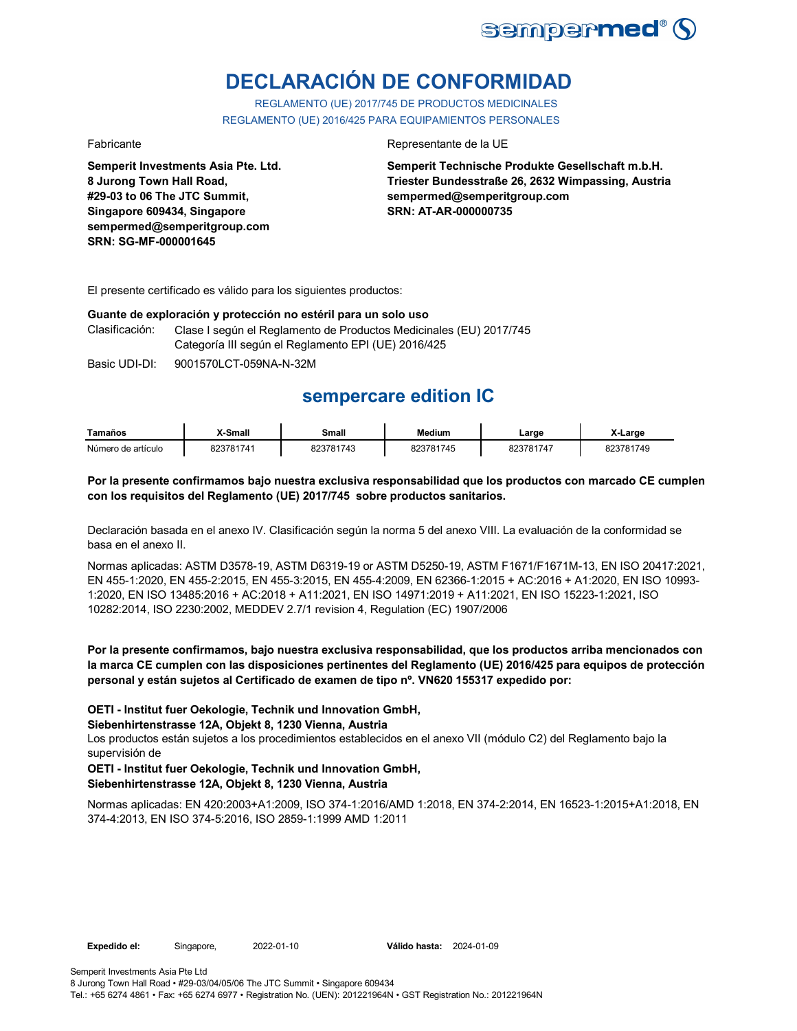# DECLARACIÓN DE CONFORMIDAD

REGLAMENTO (UE) 2017/745 DE PRODUCTOS MEDICINALES
REGLAMENTO (UE) 2016/425 PARA EQUIPAMIENTOS PERSONALES

Fabricante

**Semperit Investments Asia Pte. Ltd.**
**8 Jurong Town Hall Road,**
**#29-03 to 06 The JTC Summit,**
**Singapore 609434, Singapore**
**sempermed@semperitgroup.com**
**SRN: SG-MF-000001645**

Representante de la UE

**Semperit Technische Produkte Gesellschaft m.b.H.**
**Triester Bundesstraße 26, 2632 Wimpassing, Austria**
**sempermed@semperitgroup.com**
**SRN: AT-AR-000000735**

El presente certificado es válido para los siguientes productos:

**Guante de exploración y protección no estéril para un solo uso**

Clasificación: Clase I según el Reglamento de Productos Medicinales (EU) 2017/745
Categoría III según el Reglamento EPI (UE) 2016/425

Basic UDI-DI: 9001570LCT-059NA-N-32M

## sempercare edition IC

| Tamaños | X-Small | Small | Medium | Large | X-Large |
|---|---|---|---|---|---|
| Número de artículo | 823781741 | 823781743 | 823781745 | 823781747 | 823781749 |

**Por la presente confirmamos bajo nuestra exclusiva responsabilidad que los productos con marcado CE cumplen con los requisitos del Reglamento (UE) 2017/745 sobre productos sanitarios.**

Declaración basada en el anexo IV. Clasificación según la norma 5 del anexo VIII. La evaluación de la conformidad se basa en el anexo II.

Normas aplicadas: ASTM D3578-19, ASTM D6319-19 or ASTM D5250-19, ASTM F1671/F1671M-13, EN ISO 20417:2021, EN 455-1:2020, EN 455-2:2015, EN 455-3:2015, EN 455-4:2009, EN 62366-1:2015 + AC:2016 + A1:2020, EN ISO 10993-1:2020, EN ISO 13485:2016 + AC:2018 + A11:2021, EN ISO 14971:2019 + A11:2021, EN ISO 15223-1:2021, ISO 10282:2014, ISO 2230:2002, MEDDEV 2.7/1 revision 4, Regulation (EC) 1907/2006

**Por la presente confirmamos, bajo nuestra exclusiva responsabilidad, que los productos arriba mencionados con la marca CE cumplen con las disposiciones pertinentes del Reglamento (UE) 2016/425 para equipos de protección personal y están sujetos al Certificado de examen de tipo nº. VN620 155317 expedido por:**

**OETI - Institut fuer Oekologie, Technik und Innovation GmbH,**
**Siebenhirtenstrasse 12A, Objekt 8, 1230 Vienna, Austria**

Los productos están sujetos a los procedimientos establecidos en el anexo VII (módulo C2) del Reglamento bajo la supervisión de

**OETI - Institut fuer Oekologie, Technik und Innovation GmbH,**
**Siebenhirtenstrasse 12A, Objekt 8, 1230 Vienna, Austria**

Normas aplicadas: EN 420:2003+A1:2009, ISO 374-1:2016/AMD 1:2018, EN 374-2:2014, EN 16523-1:2015+A1:2018, EN 374-4:2013, EN ISO 374-5:2016, ISO 2859-1:1999 AMD 1:2011

**Expedido el:** Singapore, 2022-01-10 **Válido hasta:** 2024-01-09

Semperit Investments Asia Pte Ltd
8 Jurong Town Hall Road • #29-03/04/05/06 The JTC Summit • Singapore 609434
Tel.: +65 6274 4861 • Fax: +65 6274 6977 • Registration No. (UEN): 201221964N • GST Registration No.: 201221964N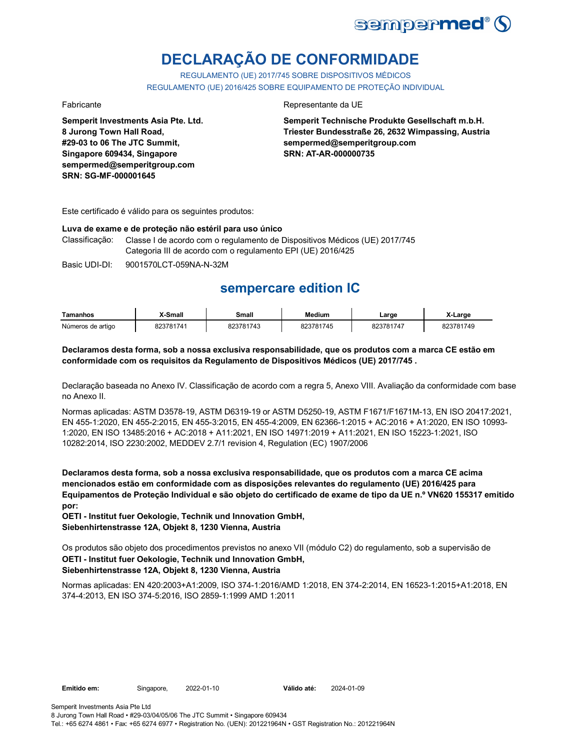# DECLARAÇÃO DE CONFORMIDADE

REGULAMENTO (UE) 2017/745 SOBRE DISPOSITIVOS MÉDICOS
REGULAMENTO (UE) 2016/425 SOBRE EQUIPAMENTO DE PROTEÇÃO INDIVIDUAL

Fabricante

**Semperit Investments Asia Pte. Ltd.**
**8 Jurong Town Hall Road,**
**#29-03 to 06 The JTC Summit,**
**Singapore 609434, Singapore**
**sempermed@semperitgroup.com**
**SRN: SG-MF-000001645**

Representante da UE

**Semperit Technische Produkte Gesellschaft m.b.H.**
**Triester Bundesstraße 26, 2632 Wimpassing, Austria**
**sempermed@semperitgroup.com**
**SRN: AT-AR-000000735**

Este certificado é válido para os seguintes produtos:

**Luva de exame e de proteção não estéril para uso único**

Classificação: Classe I de acordo com o regulamento de Dispositivos Médicos (UE) 2017/745
Categoria III de acordo com o regulamento EPI (UE) 2016/425

Basic UDI-DI: 9001570LCT-059NA-N-32M

## sempercare edition IC

| Tamanhos | X-Small | Small | Medium | Large | X-Large |
|---|---|---|---|---|---|
| Números de artigo | 823781741 | 823781743 | 823781745 | 823781747 | 823781749 |

**Declaramos desta forma, sob a nossa exclusiva responsabilidade, que os produtos com a marca CE estão em conformidade com os requisitos da Regulamento de Dispositivos Médicos (UE) 2017/745 .**

Declaração baseada no Anexo IV. Classificação de acordo com a regra 5, Anexo VIII. Avaliação da conformidade com base no Anexo II.

Normas aplicadas: ASTM D3578-19, ASTM D6319-19 or ASTM D5250-19, ASTM F1671/F1671M-13, EN ISO 20417:2021, EN 455-1:2020, EN 455-2:2015, EN 455-3:2015, EN 455-4:2009, EN 62366-1:2015 + AC:2016 + A1:2020, EN ISO 10993-1:2020, EN ISO 13485:2016 + AC:2018 + A11:2021, EN ISO 14971:2019 + A11:2021, EN ISO 15223-1:2021, ISO 10282:2014, ISO 2230:2002, MEDDEV 2.7/1 revision 4, Regulation (EC) 1907/2006

**Declaramos desta forma, sob a nossa exclusiva responsabilidade, que os produtos com a marca CE acima mencionados estão em conformidade com as disposições relevantes do regulamento (UE) 2016/425 para Equipamentos de Proteção Individual e são objeto do certificado de exame de tipo da UE n.º VN620 155317 emitido por:**
**OETI - Institut fuer Oekologie, Technik und Innovation GmbH,**
**Siebenhirtenstrasse 12A, Objekt 8, 1230 Vienna, Austria**

Os produtos são objeto dos procedimentos previstos no anexo VII (módulo C2) do regulamento, sob a supervisão de
**OETI - Institut fuer Oekologie, Technik und Innovation GmbH,**
**Siebenhirtenstrasse 12A, Objekt 8, 1230 Vienna, Austria**

Normas aplicadas: EN 420:2003+A1:2009, ISO 374-1:2016/AMD 1:2018, EN 374-2:2014, EN 16523-1:2015+A1:2018, EN 374-4:2013, EN ISO 374-5:2016, ISO 2859-1:1999 AMD 1:2011

**Emitido em:** Singapore, 2022-01-10 **Válido até:** 2024-01-09

Semperit Investments Asia Pte Ltd
8 Jurong Town Hall Road • #29-03/04/05/06 The JTC Summit • Singapore 609434
Tel.: +65 6274 4861 • Fax: +65 6274 6977 • Registration No. (UEN): 201221964N • GST Registration No.: 201221964N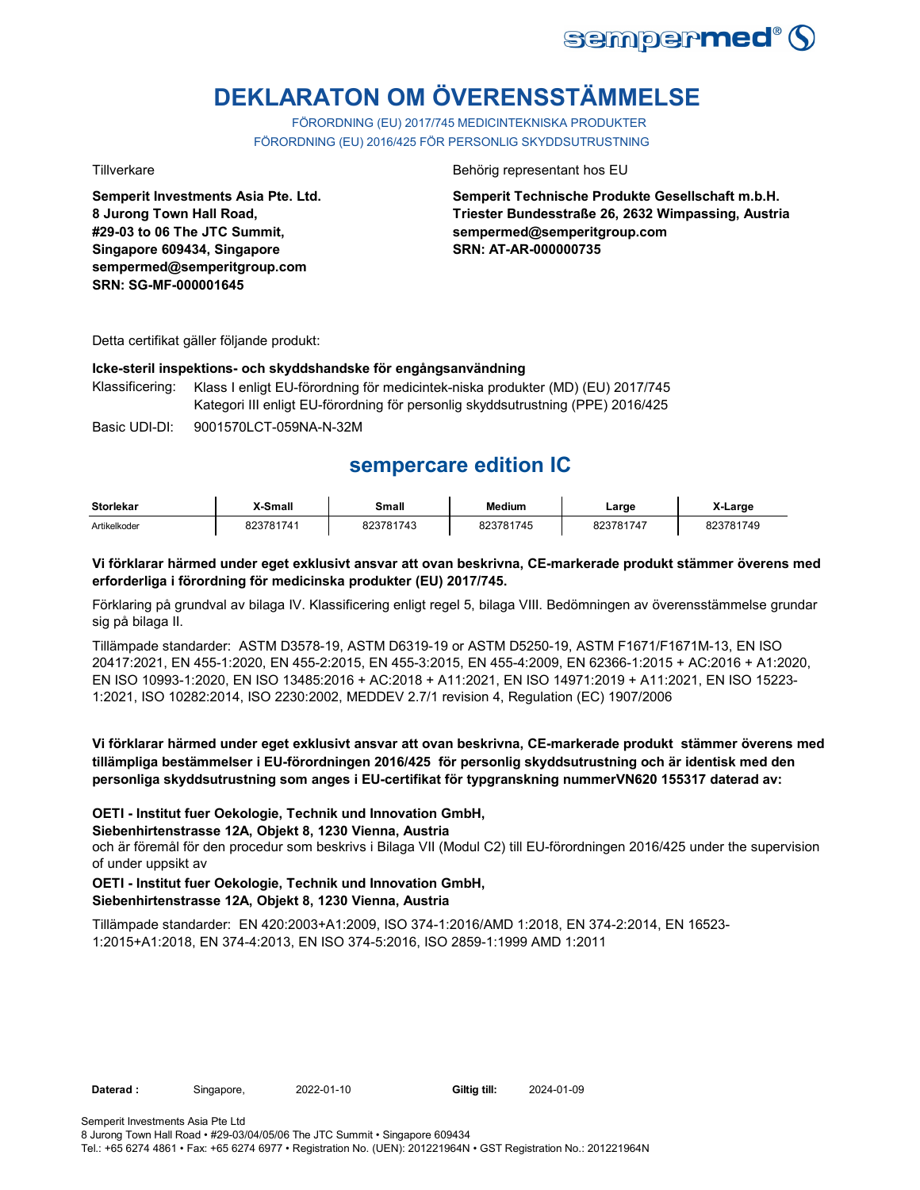# DEKLARATON OM ÖVERENSSTÄMMELSE

FÖRORDNING (EU) 2017/745 MEDICINTEKNISKA PRODUKTER
FÖRORDNING (EU) 2016/425 FÖR PERSONLIG SKYDDSUTRUSTNING

Tillverkare

**Semperit Investments Asia Pte. Ltd.**
**8 Jurong Town Hall Road,**
**#29-03 to 06 The JTC Summit,**
**Singapore 609434, Singapore**
**sempermed@semperitgroup.com**
**SRN: SG-MF-000001645**

Behörig representant hos EU

**Semperit Technische Produkte Gesellschaft m.b.H.**
**Triester Bundesstraße 26, 2632 Wimpassing, Austria**
**sempermed@semperitgroup.com**
**SRN: AT-AR-000000735**

Detta certifikat gäller följande produkt:

**Icke-steril inspektions- och skyddshandske för engångsanvändning**

Klassificering: Klass I enligt EU-förordning för medicintek-niska produkter (MD) (EU) 2017/745
Kategori III enligt EU-förordning för personlig skyddsutrustning (PPE) 2016/425

Basic UDI-DI: 9001570LCT-059NA-N-32M

## sempercare edition IC

| Storlekar | X-Small | Small | Medium | Large | X-Large |
|---|---|---|---|---|---|
| Artikelkoder | 823781741 | 823781743 | 823781745 | 823781747 | 823781749 |

**Vi förklarar härmed under eget exklusivt ansvar att ovan beskrivna, CE-markerade produkt stämmer överens med erforderliga i förordning för medicinska produkter (EU) 2017/745.**

Förklaring på grundval av bilaga IV. Klassificering enligt regel 5, bilaga VIII. Bedömningen av överensstämmelse grundar sig på bilaga II.

Tillämpade standarder: ASTM D3578-19, ASTM D6319-19 or ASTM D5250-19, ASTM F1671/F1671M-13, EN ISO 20417:2021, EN 455-1:2020, EN 455-2:2015, EN 455-3:2015, EN 455-4:2009, EN 62366-1:2015 + AC:2016 + A1:2020, EN ISO 10993-1:2020, EN ISO 13485:2016 + AC:2018 + A11:2021, EN ISO 14971:2019 + A11:2021, EN ISO 15223-1:2021, ISO 10282:2014, ISO 2230:2002, MEDDEV 2.7/1 revision 4, Regulation (EC) 1907/2006

**Vi förklarar härmed under eget exklusivt ansvar att ovan beskrivna, CE-markerade produkt stämmer överens med tillämpliga bestämmelser i EU-förordningen 2016/425 för personlig skyddsutrustning och är identisk med den personliga skyddsutrustning som anges i EU-certifikat för typgranskning nummerVN620 155317 daterad av:**

**OETI - Institut fuer Oekologie, Technik und Innovation GmbH,**
**Siebenhirtenstrasse 12A, Objekt 8, 1230 Vienna, Austria**
och är föremål för den procedur som beskrivs i Bilaga VII (Modul C2) till EU-förordningen 2016/425 under the supervision of under uppsikt av

**OETI - Institut fuer Oekologie, Technik und Innovation GmbH,**
**Siebenhirtenstrasse 12A, Objekt 8, 1230 Vienna, Austria**

Tillämpade standarder: EN 420:2003+A1:2009, ISO 374-1:2016/AMD 1:2018, EN 374-2:2014, EN 16523-1:2015+A1:2018, EN 374-4:2013, EN ISO 374-5:2016, ISO 2859-1:1999 AMD 1:2011

**Daterad :** Singapore, 2022-01-10 **Giltig till:** 2024-01-09

Semperit Investments Asia Pte Ltd
8 Jurong Town Hall Road • #29-03/04/05/06 The JTC Summit • Singapore 609434
Tel.: +65 6274 4861 • Fax: +65 6274 6977 • Registration No. (UEN): 201221964N • GST Registration No.: 201221964N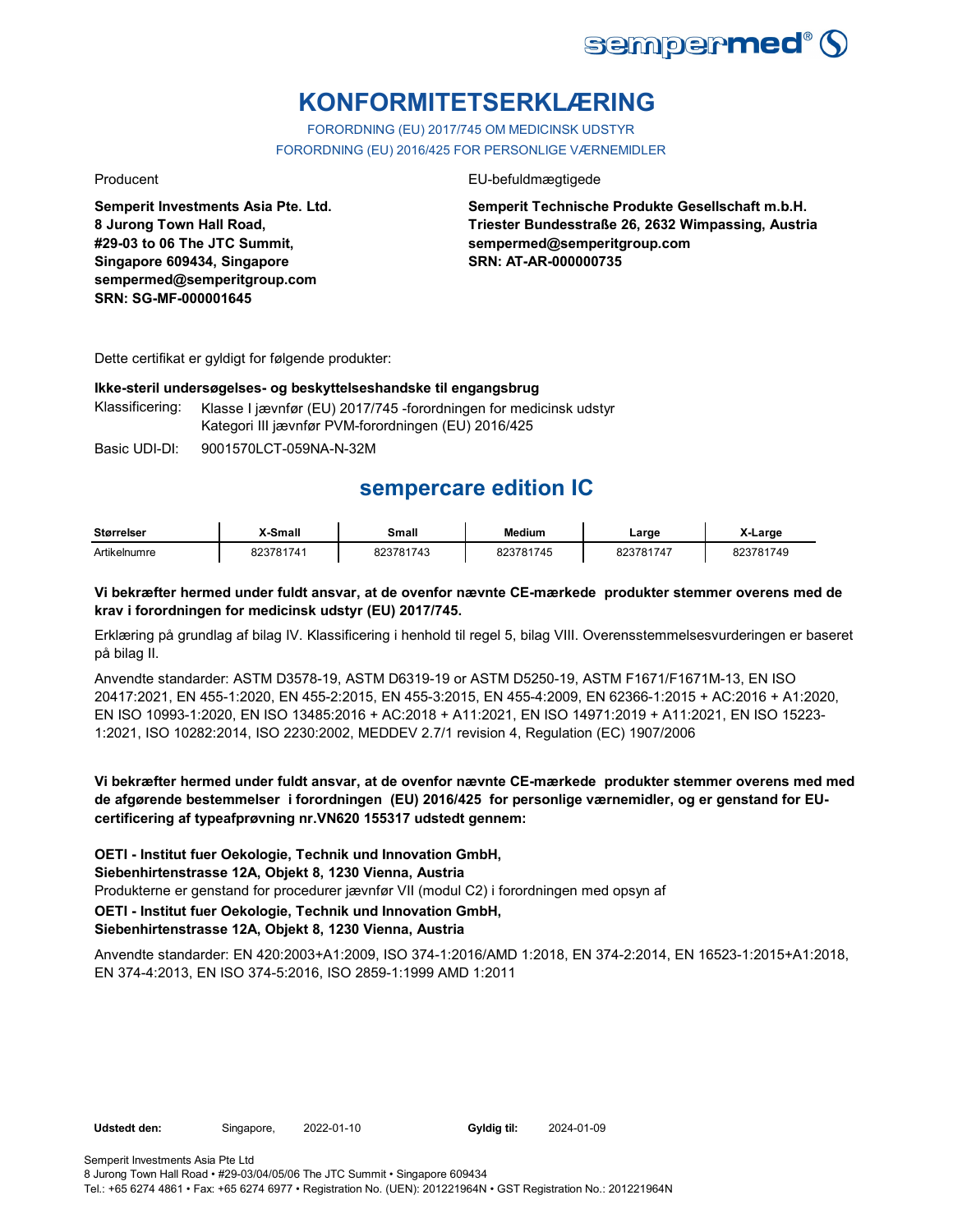# KONFORMITETSERKLÆRING

FORORDNING (EU) 2017/745 OM MEDICINSK UDSTYR
FORORDNING (EU) 2016/425 FOR PERSONLIGE VÆRNEMIDLER

Producent

**Semperit Investments Asia Pte. Ltd.**
**8 Jurong Town Hall Road,**
**#29-03 to 06 The JTC Summit,**
**Singapore 609434, Singapore**
**sempermed@semperitgroup.com**
**SRN: SG-MF-000001645**

EU-befuldmægtigede

**Semperit Technische Produkte Gesellschaft m.b.H.**
**Triester Bundesstraße 26, 2632 Wimpassing, Austria**
**sempermed@semperitgroup.com**
**SRN: AT-AR-000000735**

Dette certifikat er gyldigt for følgende produkter:

**Ikke-steril undersøgelses- og beskyttelseshandske til engangsbrug**

Klassificering: Klasse I jævnfør (EU) 2017/745 -forordningen for medicinsk udstyr
Kategori III jævnfør PVM-forordningen (EU) 2016/425

Basic UDI-DI: 9001570LCT-059NA-N-32M

## sempercare edition IC

| Størrelser | X-Small | Small | Medium | Large | X-Large |
|---|---|---|---|---|---|
| Artikelnumre | 823781741 | 823781743 | 823781745 | 823781747 | 823781749 |

**Vi bekræfter hermed under fuldt ansvar, at de ovenfor nævnte CE-mærkede produkter stemmer overens med de krav i forordningen for medicinsk udstyr (EU) 2017/745.**

Erklæring på grundlag af bilag IV. Klassificering i henhold til regel 5, bilag VIII. Overensstemmelsesvurderingen er baseret på bilag II.

Anvendte standarder: ASTM D3578-19, ASTM D6319-19 or ASTM D5250-19, ASTM F1671/F1671M-13, EN ISO 20417:2021, EN 455-1:2020, EN 455-2:2015, EN 455-3:2015, EN 455-4:2009, EN 62366-1:2015 + AC:2016 + A1:2020, EN ISO 10993-1:2020, EN ISO 13485:2016 + AC:2018 + A11:2021, EN ISO 14971:2019 + A11:2021, EN ISO 15223-1:2021, ISO 10282:2014, ISO 2230:2002, MEDDEV 2.7/1 revision 4, Regulation (EC) 1907/2006

**Vi bekræfter hermed under fuldt ansvar, at de ovenfor nævnte CE-mærkede produkter stemmer overens med med de afgørende bestemmelser i forordningen (EU) 2016/425 for personlige værnemidler, og er genstand for EU-certificering af typeafprøvning nr.VN620 155317 udstedt gennem:**

**OETI - Institut fuer Oekologie, Technik und Innovation GmbH,**
**Siebenhirtenstrasse 12A, Objekt 8, 1230 Vienna, Austria**
Produkterne er genstand for procedurer jævnfør VII (modul C2) i forordningen med opsyn af
**OETI - Institut fuer Oekologie, Technik und Innovation GmbH,**
**Siebenhirtenstrasse 12A, Objekt 8, 1230 Vienna, Austria**

Anvendte standarder: EN 420:2003+A1:2009, ISO 374-1:2016/AMD 1:2018, EN 374-2:2014, EN 16523-1:2015+A1:2018, EN 374-4:2013, EN ISO 374-5:2016, ISO 2859-1:1999 AMD 1:2011

**Udstedt den:** Singapore, 2022-01-10 **Gyldig til:** 2024-01-09

Semperit Investments Asia Pte Ltd
8 Jurong Town Hall Road • #29-03/04/05/06 The JTC Summit • Singapore 609434
Tel.: +65 6274 4861 • Fax: +65 6274 6977 • Registration No. (UEN): 201221964N • GST Registration No.: 201221964N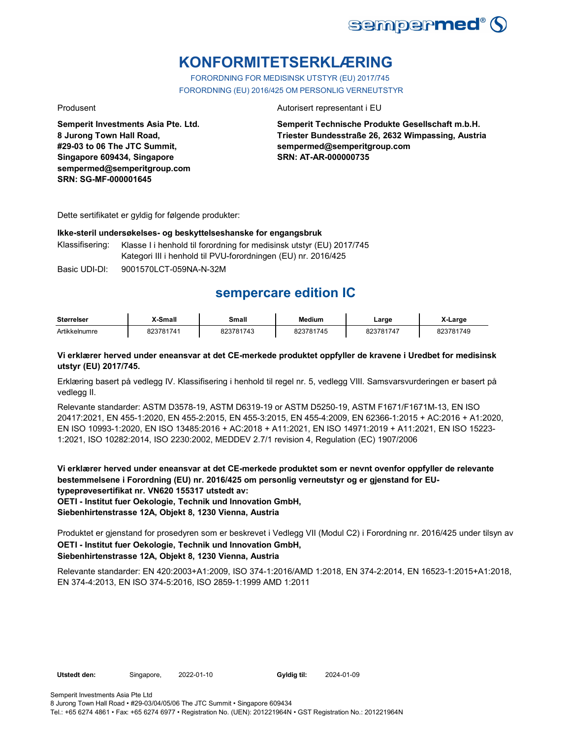# KONFORMITETSERKLÆRING

FORORDNING FOR MEDISINSK UTSTYR (EU) 2017/745

FORORDNING (EU) 2016/425 OM PERSONLIG VERNEUTSTYR

Produsent

**Semperit Investments Asia Pte. Ltd.**
**8 Jurong Town Hall Road,**
**#29-03 to 06 The JTC Summit,**
**Singapore 609434, Singapore**
**sempermed@semperitgroup.com**
**SRN: SG-MF-000001645**

Autorisert representant i EU

**Semperit Technische Produkte Gesellschaft m.b.H.**
**Triester Bundesstraße 26, 2632 Wimpassing, Austria**
**sempermed@semperitgroup.com**
**SRN: AT-AR-000000735**

Dette sertifikatet er gyldig for følgende produkter:

**Ikke-steril undersøkelses- og beskyttelseshanske for engangsbruk**

Klassifisering: Klasse I i henhold til forordning for medisinsk utstyr (EU) 2017/745
Kategori III i henhold til PVU-forordningen (EU) nr. 2016/425

Basic UDI-DI: 9001570LCT-059NA-N-32M

## sempercare edition IC

| Størrelser | X-Small | Small | Medium | Large | X-Large |
|---|---|---|---|---|---|
| Artikkelnumre | 823781741 | 823781743 | 823781745 | 823781747 | 823781749 |

**Vi erklærer herved under eneansvar at det CE-merkede produktet oppfyller de kravene i Uredbet for medisinsk utstyr (EU) 2017/745.**

Erklæring basert på vedlegg IV. Klassifisering i henhold til regel nr. 5, vedlegg VIII. Samsvarsvurderingen er basert på vedlegg II.

Relevante standarder: ASTM D3578-19, ASTM D6319-19 or ASTM D5250-19, ASTM F1671/F1671M-13, EN ISO 20417:2021, EN 455-1:2020, EN 455-2:2015, EN 455-3:2015, EN 455-4:2009, EN 62366-1:2015 + AC:2016 + A1:2020, EN ISO 10993-1:2020, EN ISO 13485:2016 + AC:2018 + A11:2021, EN ISO 14971:2019 + A11:2021, EN ISO 15223-1:2021, ISO 10282:2014, ISO 2230:2002, MEDDEV 2.7/1 revision 4, Regulation (EC) 1907/2006

**Vi erklærer herved under eneansvar at det CE-merkede produktet som er nevnt ovenfor oppfyller de relevante bestemmelsene i Forordning (EU) nr. 2016/425 om personlig verneutstyr og er gjenstand for EU-typeprøvesertifikat nr. VN620 155317 utstedt av:**
**OETI - Institut fuer Oekologie, Technik und Innovation GmbH,**
**Siebenhirtenstrasse 12A, Objekt 8, 1230 Vienna, Austria**

Produktet er gjenstand for prosedyren som er beskrevet i Vedlegg VII (Modul C2) i Forordning nr. 2016/425 under tilsyn av
**OETI - Institut fuer Oekologie, Technik und Innovation GmbH,**
**Siebenhirtenstrasse 12A, Objekt 8, 1230 Vienna, Austria**

Relevante standarder: EN 420:2003+A1:2009, ISO 374-1:2016/AMD 1:2018, EN 374-2:2014, EN 16523-1:2015+A1:2018, EN 374-4:2013, EN ISO 374-5:2016, ISO 2859-1:1999 AMD 1:2011

**Utstedt den:** Singapore, 2022-01-10 **Gyldig til:** 2024-01-09

Semperit Investments Asia Pte Ltd
8 Jurong Town Hall Road • #29-03/04/05/06 The JTC Summit • Singapore 609434
Tel.: +65 6274 4861 • Fax: +65 6274 6977 • Registration No. (UEN): 201221964N • GST Registration No.: 201221964N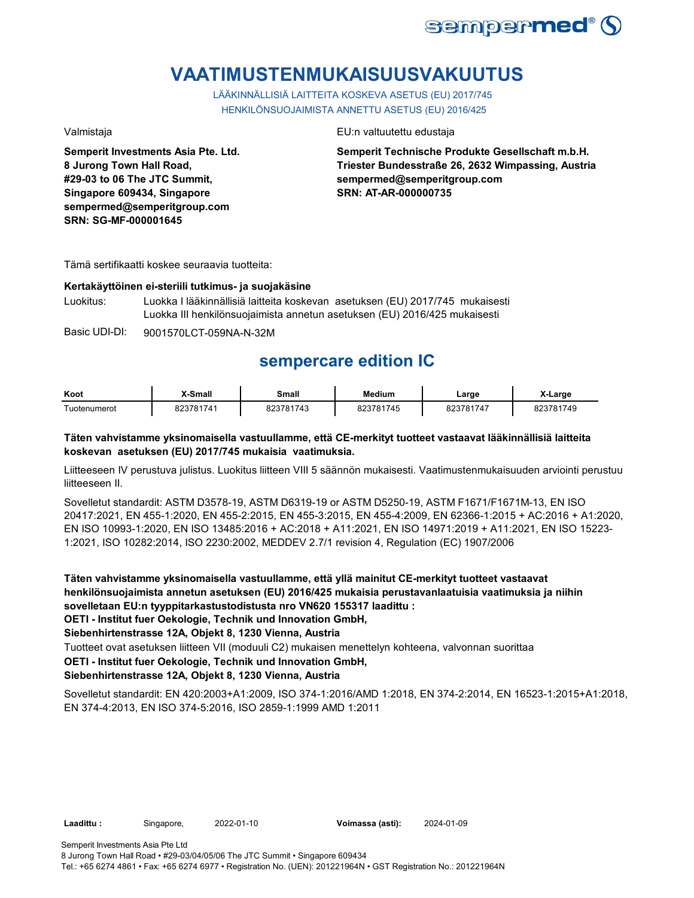# VAATIMUSTENMUKAISUUSVAKUUTUS

LÄÄKINNÄLLISIÄ LAITTEITA KOSKEVA ASETUS (EU) 2017/745
HENKILÖNSUOJAIMISTA ANNETTU ASETUS (EU) 2016/425

Valmistaja

**Semperit Investments Asia Pte. Ltd.**
**8 Jurong Town Hall Road,**
**#29-03 to 06 The JTC Summit,**
**Singapore 609434, Singapore**
**sempermed@semperitgroup.com**
**SRN: SG-MF-000001645**

EU:n valtuutettu edustaja

**Semperit Technische Produkte Gesellschaft m.b.H.**
**Triester Bundesstraße 26, 2632 Wimpassing, Austria**
**sempermed@semperitgroup.com**
**SRN: AT-AR-000000735**

Tämä sertifikaatti koskee seuraavia tuotteita:

**Kertakäyttöinen ei-steriili tutkimus- ja suojakäsine**

Luokitus: Luokka I lääkinnällisiä laitteita koskevan asetuksen (EU) 2017/745 mukaisesti
Luokka III henkilönsuojaimista annetun asetuksen (EU) 2016/425 mukaisesti

Basic UDI-DI: 9001570LCT-059NA-N-32M

## sempercare edition IC

| Koot | X-Small | Small | Medium | Large | X-Large |
|---|---|---|---|---|---|
| Tuotenumerot | 823781741 | 823781743 | 823781745 | 823781747 | 823781749 |

**Täten vahvistamme yksinomaisella vastuullamme, että CE-merkityt tuotteet vastaavat lääkinnällisiä laitteita koskevan asetuksen (EU) 2017/745 mukaisia vaatimuksia.**

Liitteeseen IV perustuva julistus. Luokitus liitteen VIII 5 säännön mukaisesti. Vaatimustenmukaisuuden arviointi perustuu liitteeseen II.

Sovelletut standardit: ASTM D3578-19, ASTM D6319-19 or ASTM D5250-19, ASTM F1671/F1671M-13, EN ISO 20417:2021, EN 455-1:2020, EN 455-2:2015, EN 455-3:2015, EN 455-4:2009, EN 62366-1:2015 + AC:2016 + A1:2020, EN ISO 10993-1:2020, EN ISO 13485:2016 + AC:2018 + A11:2021, EN ISO 14971:2019 + A11:2021, EN ISO 15223-1:2021, ISO 10282:2014, ISO 2230:2002, MEDDEV 2.7/1 revision 4, Regulation (EC) 1907/2006

**Täten vahvistamme yksinomaisella vastuullamme, että yllä mainitut CE-merkityt tuotteet vastaavat henkilönsuojaimista annetun asetuksen (EU) 2016/425 mukaisia perustavanlaatuisia vaatimuksia ja niihin sovelletaan EU:n tyyppitarkastustodistusta nro VN620 155317 laadittu :**
**OETI - Institut fuer Oekologie, Technik und Innovation GmbH,**
**Siebenhirtenstrasse 12A, Objekt 8, 1230 Vienna, Austria**

Tuotteet ovat asetuksen liitteen VII (moduuli C2) mukaisen menettelyn kohteena, valvonnan suorittaa
**OETI - Institut fuer Oekologie, Technik und Innovation GmbH,**
**Siebenhirtenstrasse 12A, Objekt 8, 1230 Vienna, Austria**

Sovelletut standardit: EN 420:2003+A1:2009, ISO 374-1:2016/AMD 1:2018, EN 374-2:2014, EN 16523-1:2015+A1:2018, EN 374-4:2013, EN ISO 374-5:2016, ISO 2859-1:1999 AMD 1:2011

**Laadittu :** Singapore, 2022-01-10 **Voimassa (asti):** 2024-01-09

Semperit Investments Asia Pte Ltd
8 Jurong Town Hall Road • #29-03/04/05/06 The JTC Summit • Singapore 609434
Tel.: +65 6274 4861 • Fax: +65 6274 6977 • Registration No. (UEN): 201221964N • GST Registration No.: 201221964N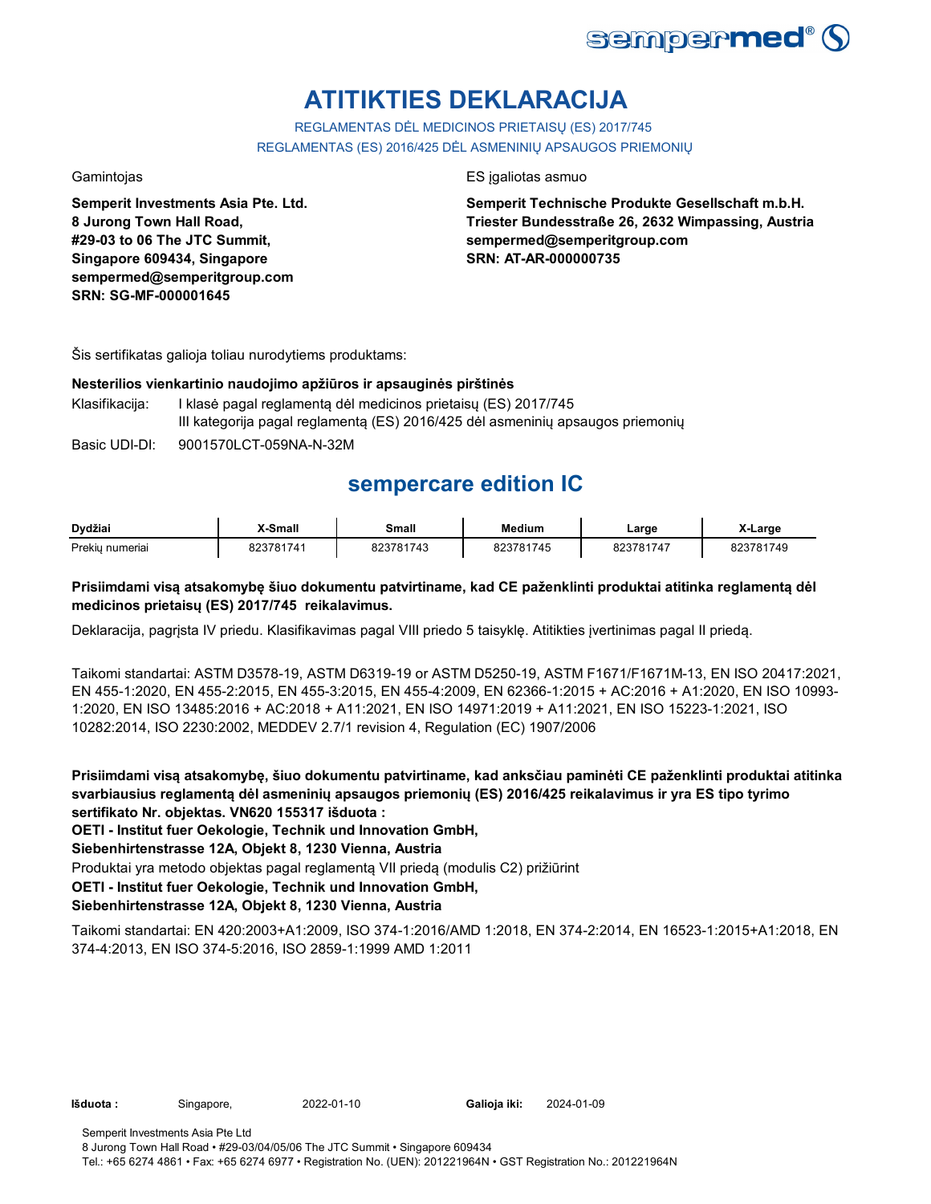# ATITIKTIES DEKLARACIJA

REGLAMENTAS DĖL MEDICINOS PRIETAISŲ (ES) 2017/745
REGLAMENTAS (ES) 2016/425 DĖL ASMENINIŲ APSAUGOS PRIEMONIŲ

Gamintojas

**Semperit Investments Asia Pte. Ltd.**
**8 Jurong Town Hall Road,**
**#29-03 to 06 The JTC Summit,**
**Singapore 609434, Singapore**
**sempermed@semperitgroup.com**
**SRN: SG-MF-000001645**

ES įgaliotas asmuo

**Semperit Technische Produkte Gesellschaft m.b.H.**
**Triester Bundesstraße 26, 2632 Wimpassing, Austria**
**sempermed@semperitgroup.com**
**SRN: AT-AR-000000735**

Šis sertifikatas galioja toliau nurodytiems produktams:

**Nesterilios vienkartinio naudojimo apžiūros ir apsauginės pirštinės**

Klasifikacija: I klasė pagal reglamentą dėl medicinos prietaisų (ES) 2017/745
III kategorija pagal reglamentą (ES) 2016/425 dėl asmeninių apsaugos priemonių

Basic UDI-DI: 9001570LCT-059NA-N-32M

## sempercare edition IC

| Dydžiai | X-Small | Small | Medium | Large | X-Large |
|---|---|---|---|---|---|
| Prekių numeriai | 823781741 | 823781743 | 823781745 | 823781747 | 823781749 |

**Prisiimdami visą atsakomybę šiuo dokumentu patvirtiname, kad CE paženklinti produktai atitinka reglamentą dėl medicinos prietaisų (ES) 2017/745 reikalavimus.**

Deklaracija, pagrįsta IV priedu. Klasifikavimas pagal VIII priedo 5 taisyklę. Atitikties įvertinimas pagal II priedą.

Taikomi standartai: ASTM D3578-19, ASTM D6319-19 or ASTM D5250-19, ASTM F1671/F1671M-13, EN ISO 20417:2021, EN 455-1:2020, EN 455-2:2015, EN 455-3:2015, EN 455-4:2009, EN 62366-1:2015 + AC:2016 + A1:2020, EN ISO 10993-1:2020, EN ISO 13485:2016 + AC:2018 + A11:2021, EN ISO 14971:2019 + A11:2021, EN ISO 15223-1:2021, ISO 10282:2014, ISO 2230:2002, MEDDEV 2.7/1 revision 4, Regulation (EC) 1907/2006

**Prisiimdami visą atsakomybę, šiuo dokumentu patvirtiname, kad anksčiau paminėti CE paženklinti produktai atitinka svarbiausius reglamentą dėl asmeninių apsaugos priemonių (ES) 2016/425 reikalavimus ir yra ES tipo tyrimo sertifikato Nr. objektas. VN620 155317 išduota :**
**OETI - Institut fuer Oekologie, Technik und Innovation GmbH,**
**Siebenhirtenstrasse 12A, Objekt 8, 1230 Vienna, Austria**
Produktai yra metodo objektas pagal reglamentą VII priedą (modulis C2) prižiūrint
**OETI - Institut fuer Oekologie, Technik und Innovation GmbH,**
**Siebenhirtenstrasse 12A, Objekt 8, 1230 Vienna, Austria**

Taikomi standartai: EN 420:2003+A1:2009, ISO 374-1:2016/AMD 1:2018, EN 374-2:2014, EN 16523-1:2015+A1:2018, EN 374-4:2013, EN ISO 374-5:2016, ISO 2859-1:1999 AMD 1:2011

**Išduota :** Singapore, 2022-01-10 **Galioja iki:** 2024-01-09

Semperit Investments Asia Pte Ltd
8 Jurong Town Hall Road • #29-03/04/05/06 The JTC Summit • Singapore 609434
Tel.: +65 6274 4861 • Fax: +65 6274 6977 • Registration No. (UEN): 201221964N • GST Registration No.: 201221964N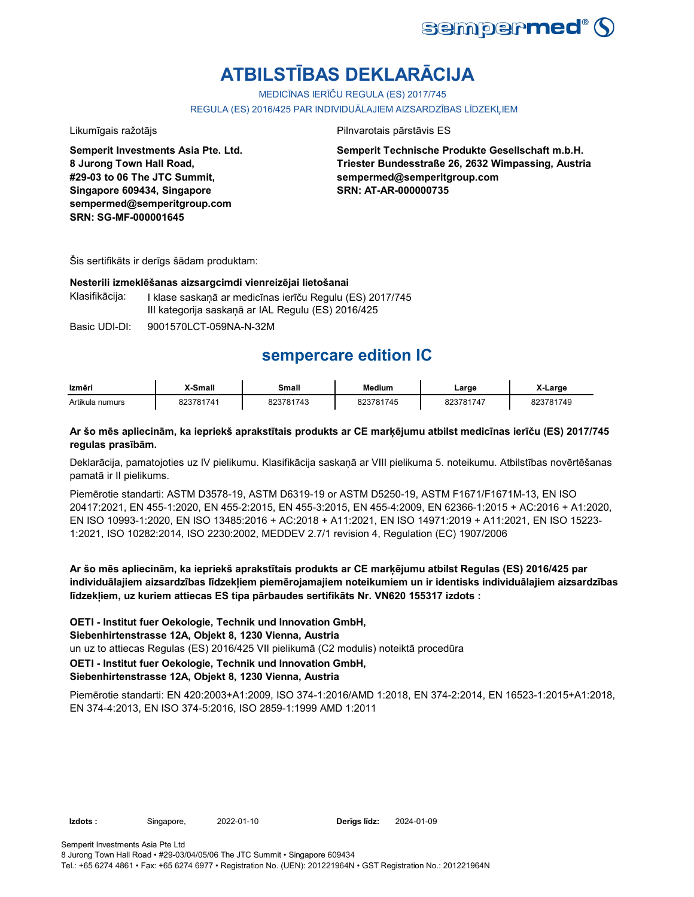# ATBILSTĪBAS DEKLARĀCIJA

MEDICĪNAS IERĪČU REGULA (ES) 2017/745

REGULA (ES) 2016/425 PAR INDIVIDUĀLAJIEM AIZSARDZĪBAS LĪDZEKĻIEM

Likumīgais ražotājs

**Semperit Investments Asia Pte. Ltd.**
**8 Jurong Town Hall Road,**
**#29-03 to 06 The JTC Summit,**
**Singapore 609434, Singapore**
**sempermed@semperitgroup.com**
**SRN: SG-MF-000001645**

Pilnvarotais pārstāvis ES

**Semperit Technische Produkte Gesellschaft m.b.H.**
**Triester Bundesstraße 26, 2632 Wimpassing, Austria**
**sempermed@semperitgroup.com**
**SRN: AT-AR-000000735**

Šis sertifikāts ir derīgs šādam produktam:

**Nesterili izmeklēšanas aizsargcimdi vienreizējai lietošanai**

Klasifikācija: I klase saskaņā ar medicīnas ierīču Regulu (ES) 2017/745
III kategorija saskaņā ar IAL Regulu (ES) 2016/425

Basic UDI-DI: 9001570LCT-059NA-N-32M

## sempercare edition IC

| Izmēri | X-Small | Small | Medium | Large | X-Large |
|---|---|---|---|---|---|
| Artikula numurs | 823781741 | 823781743 | 823781745 | 823781747 | 823781749 |

**Ar šo mēs apliecinām, ka iepriekš aprakstītais produkts ar CE marķējumu atbilst medicīnas ierīču (ES) 2017/745 regulas prasībām.**

Deklarācija, pamatojoties uz IV pielikumu. Klasifikācija saskaņā ar VIII pielikuma 5. noteikumu. Atbilstības novērtēšanas pamatā ir II pielikums.

Piemērotie standarti: ASTM D3578-19, ASTM D6319-19 or ASTM D5250-19, ASTM F1671/F1671M-13, EN ISO 20417:2021, EN 455-1:2020, EN 455-2:2015, EN 455-3:2015, EN 455-4:2009, EN 62366-1:2015 + AC:2016 + A1:2020, EN ISO 10993-1:2020, EN ISO 13485:2016 + AC:2018 + A11:2021, EN ISO 14971:2019 + A11:2021, EN ISO 15223-1:2021, ISO 10282:2014, ISO 2230:2002, MEDDEV 2.7/1 revision 4, Regulation (EC) 1907/2006

**Ar šo mēs apliecinām, ka iepriekš aprakstītais produkts ar CE marķējumu atbilst Regulas (ES) 2016/425 par individuālajiem aizsardzības līdzekļiem piemērojamajiem noteikumiem un ir identisks individuālajiem aizsardzības līdzekļiem, uz kuriem attiecas ES tipa pārbaudes sertifikāts Nr. VN620 155317 izdots :**

**OETI - Institut fuer Oekologie, Technik und Innovation GmbH,**
**Siebenhirtenstrasse 12A, Objekt 8, 1230 Vienna, Austria**
un uz to attiecas Regulas (ES) 2016/425 VII pielikumā (C2 modulis) noteiktā procedūra
**OETI - Institut fuer Oekologie, Technik und Innovation GmbH,**
**Siebenhirtenstrasse 12A, Objekt 8, 1230 Vienna, Austria**

Piemērotie standarti: EN 420:2003+A1:2009, ISO 374-1:2016/AMD 1:2018, EN 374-2:2014, EN 16523-1:2015+A1:2018, EN 374-4:2013, EN ISO 374-5:2016, ISO 2859-1:1999 AMD 1:2011

**Izdots :** Singapore, 2022-01-10 **Derīgs līdz:** 2024-01-09

Semperit Investments Asia Pte Ltd
8 Jurong Town Hall Road • #29-03/04/05/06 The JTC Summit • Singapore 609434
Tel.: +65 6274 4861 • Fax: +65 6274 6977 • Registration No. (UEN): 201221964N • GST Registration No.: 201221964N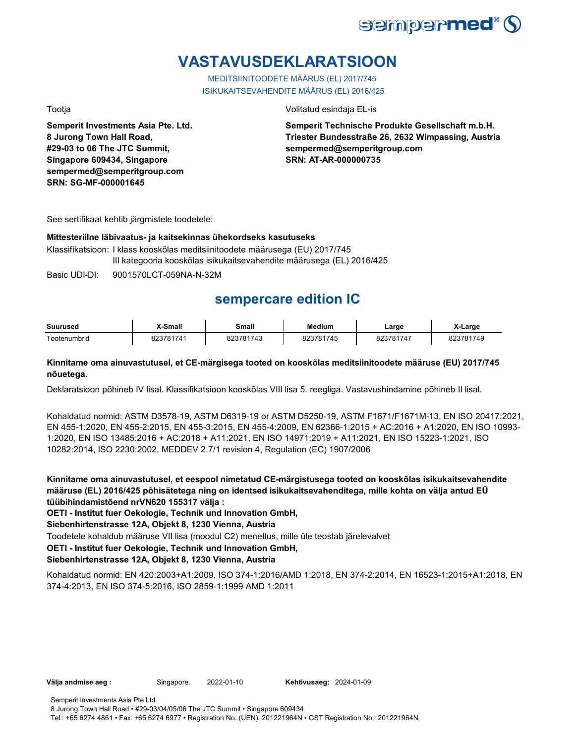# VASTAVUSDEKLARATSIOON

MEDITSIINITOODETE MÄÄRUS (EL) 2017/745

ISIKUKAITSEVAHENDITE MÄÄRUS (EL) 2016/425

Tootja

**Semperit Investments Asia Pte. Ltd.**
**8 Jurong Town Hall Road,**
**#29-03 to 06 The JTC Summit,**
**Singapore 609434, Singapore**
**sempermed@semperitgroup.com**
**SRN: SG-MF-000001645**

Volitatud esindaja EL-is

**Semperit Technische Produkte Gesellschaft m.b.H.**
**Triester Bundesstraße 26, 2632 Wimpassing, Austria**
**sempermed@semperitgroup.com**
**SRN: AT-AR-000000735**

See sertifikaat kehtib järgmistele toodetele:

**Mittesteriilne läbivaatus- ja kaitsekinnas ühekordseks kasutuseks**

Klassifikatsioon: I klass kooskõlas meditsiinitoodete määrusega (EU) 2017/745
III kategooria kooskõlas isikukaitsevahendite määrusega (EL) 2016/425

Basic UDI-DI: 9001570LCT-059NA-N-32M

## sempercare edition IC

| Suurused | X-Small | Small | Medium | Large | X-Large |
|---|---|---|---|---|---|
| Tootenumbrid | 823781741 | 823781743 | 823781745 | 823781747 | 823781749 |

**Kinnitame oma ainuvastutusel, et CE-märgisega tooted on kooskõlas meditsiinitoodete määruse (EU) 2017/745 nõuetega.**

Deklaratsioon põhineb IV lisal. Klassifikatsioon kooskõlas VIII lisa 5. reegliga. Vastavushindamine põhineb II lisal.

Kohaldatud normid: ASTM D3578-19, ASTM D6319-19 or ASTM D5250-19, ASTM F1671/F1671M-13, EN ISO 20417:2021, EN 455-1:2020, EN 455-2:2015, EN 455-3:2015, EN 455-4:2009, EN 62366-1:2015 + AC:2016 + A1:2020, EN ISO 10993-1:2020, EN ISO 13485:2016 + AC:2018 + A11:2021, EN ISO 14971:2019 + A11:2021, EN ISO 15223-1:2021, ISO 10282:2014, ISO 2230:2002, MEDDEV 2.7/1 revision 4, Regulation (EC) 1907/2006

**Kinnitame oma ainuvastutusel, et eespool nimetatud CE-märgistusega tooted on kooskõlas isikukaitsevahendite määruse (EL) 2016/425 põhisätetega ning on identsed isikukaitsevahenditega, mille kohta on välja antud EÜ tüübihindamistõend nrVN620 155317 välja :**
**OETI - Institut fuer Oekologie, Technik und Innovation GmbH,**
**Siebenhirtenstrasse 12A, Objekt 8, 1230 Vienna, Austria**
Toodetele kohaldub määruse VII lisa (moodul C2) menetlus, mille üle teostab järelevalvet
**OETI - Institut fuer Oekologie, Technik und Innovation GmbH,**
**Siebenhirtenstrasse 12A, Objekt 8, 1230 Vienna, Austria**

Kohaldatud normid: EN 420:2003+A1:2009, ISO 374-1:2016/AMD 1:2018, EN 374-2:2014, EN 16523-1:2015+A1:2018, EN 374-4:2013, EN ISO 374-5:2016, ISO 2859-1:1999 AMD 1:2011

**Välja andmise aeg :** Singapore, 2022-01-10 **Kehtivusaeg:** 2024-01-09

Semperit Investments Asia Pte Ltd
8 Jurong Town Hall Road • #29-03/04/05/06 The JTC Summit • Singapore 609434
Tel.: +65 6274 4861 • Fax: +65 6274 6977 • Registration No. (UEN): 201221964N • GST Registration No.: 201221964N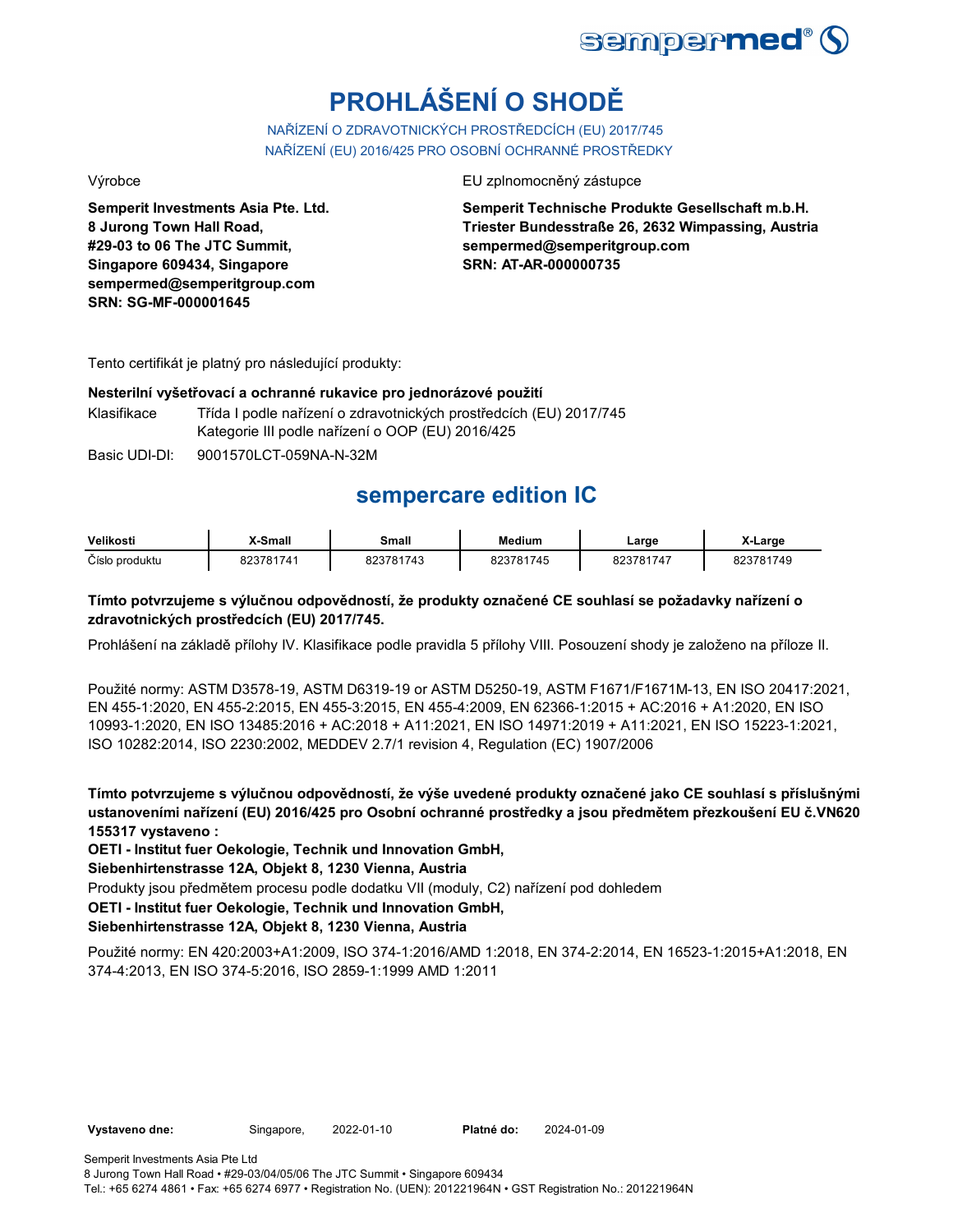# PROHLÁŠENÍ O SHODĚ

NAŘÍZENÍ O ZDRAVOTNICKÝCH PROSTŘEDCÍCH (EU) 2017/745
NAŘÍZENÍ (EU) 2016/425 PRO OSOBNÍ OCHRANNÉ PROSTŘEDKY

Výrobce

**Semperit Investments Asia Pte. Ltd.**
**8 Jurong Town Hall Road,**
**#29-03 to 06 The JTC Summit,**
**Singapore 609434, Singapore**
**sempermed@semperitgroup.com**
**SRN: SG-MF-000001645**

EU zplnomocněný zástupce

**Semperit Technische Produkte Gesellschaft m.b.H.**
**Triester Bundesstraße 26, 2632 Wimpassing, Austria**
**sempermed@semperitgroup.com**
**SRN: AT-AR-000000735**

Tento certifikát je platný pro následující produkty:

**Nesterilní vyšetřovací a ochranné rukavice pro jednorázové použití**

Klasifikace: Třída I podle nařízení o zdravotnických prostředcích (EU) 2017/745
Kategorie III podle nařízení o OOP (EU) 2016/425

Basic UDI-DI: 9001570LCT-059NA-N-32M

## sempercare edition IC

| Velikosti | X-Small | Small | Medium | Large | X-Large |
|---|---|---|---|---|---|
| Číslo produktu | 823781741 | 823781743 | 823781745 | 823781747 | 823781749 |

**Tímto potvrzujeme s výlučnou odpovědností, že produkty označené CE souhlasí se požadavky nařízení o zdravotnických prostředcích (EU) 2017/745.**

Prohlášení na základě přílohy IV. Klasifikace podle pravidla 5 přílohy VIII. Posouzení shody je založeno na příloze II.

Použité normy: ASTM D3578-19, ASTM D6319-19 or ASTM D5250-19, ASTM F1671/F1671M-13, EN ISO 20417:2021, EN 455-1:2020, EN 455-2:2015, EN 455-3:2015, EN 455-4:2009, EN 62366-1:2015 + AC:2016 + A1:2020, EN ISO 10993-1:2020, EN ISO 13485:2016 + AC:2018 + A11:2021, EN ISO 14971:2019 + A11:2021, EN ISO 15223-1:2021, ISO 10282:2014, ISO 2230:2002, MEDDEV 2.7/1 revision 4, Regulation (EC) 1907/2006

**Tímto potvrzujeme s výlučnou odpovědností, že výše uvedené produkty označené jako CE souhlasí s příslušnými ustanoveními nařízení (EU) 2016/425 pro Osobní ochranné prostředky a jsou předmětem přezkoušení EU č.VN620 155317 vystaveno :**

**OETI - Institut fuer Oekologie, Technik und Innovation GmbH,**
**Siebenhirtenstrasse 12A, Objekt 8, 1230 Vienna, Austria**

Produkty jsou předmětem procesu podle dodatku VII (moduly, C2) nařízení pod dohledem

**OETI - Institut fuer Oekologie, Technik und Innovation GmbH,**
**Siebenhirtenstrasse 12A, Objekt 8, 1230 Vienna, Austria**

Použité normy: EN 420:2003+A1:2009, ISO 374-1:2016/AMD 1:2018, EN 374-2:2014, EN 16523-1:2015+A1:2018, EN 374-4:2013, EN ISO 374-5:2016, ISO 2859-1:1999 AMD 1:2011

**Vystaveno dne:** Singapore, 2022-01-10 **Platné do:** 2024-01-09

Semperit Investments Asia Pte Ltd
8 Jurong Town Hall Road • #29-03/04/05/06 The JTC Summit • Singapore 609434
Tel.: +65 6274 4861 • Fax: +65 6274 6977 • Registration No. (UEN): 201221964N • GST Registration No.: 201221964N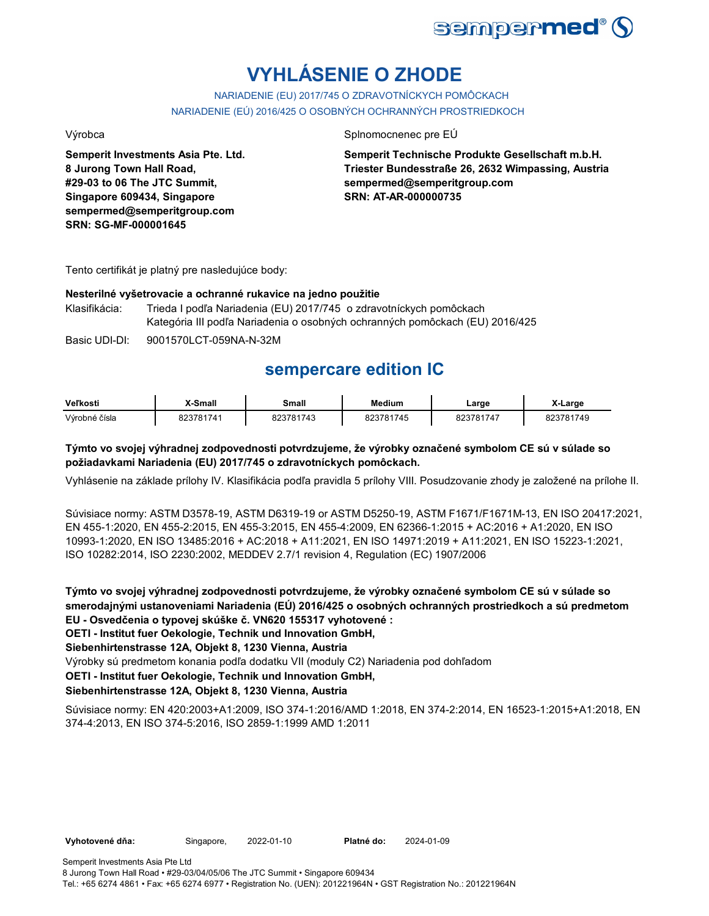# VYHLÁSENIE O ZHODE

NARIADENIE (EU) 2017/745 O ZDRAVOTNÍCKYCH POMÔCKACH
NARIADENIE (EÚ) 2016/425 O OSOBNÝCH OCHRANNÝCH PROSTRIEDKOCH

Výrobca

**Semperit Investments Asia Pte. Ltd.**
**8 Jurong Town Hall Road,**
**#29-03 to 06 The JTC Summit,**
**Singapore 609434, Singapore**
**sempermed@semperitgroup.com**
**SRN: SG-MF-000001645**

Splnomocnenec pre EÚ

**Semperit Technische Produkte Gesellschaft m.b.H.**
**Triester Bundesstraße 26, 2632 Wimpassing, Austria**
**sempermed@semperitgroup.com**
**SRN: AT-AR-000000735**

Tento certifikát je platný pre nasledujúce body:

**Nesterilné vyšetrovacie a ochranné rukavice na jedno použitie**

Klasifikácia: Trieda I podľa Nariadenia (EU) 2017/745 o zdravotníckych pomôckach
Kategória III podľa Nariadenia o osobných ochranných pomôckach (EU) 2016/425

Basic UDI-DI: 9001570LCT-059NA-N-32M

## sempercare edition IC

| Veľkosti | X-Small | Small | Medium | Large | X-Large |
|---|---|---|---|---|---|
| Výrobné čísla | 823781741 | 823781743 | 823781745 | 823781747 | 823781749 |

**Týmto vo svojej výhradnej zodpovednosti potvrdzujeme, že výrobky označené symbolom CE sú v súlade so požiadavkami Nariadenia (EU) 2017/745 o zdravotníckych pomôckach.**

Vyhlásenie na základe prílohy IV. Klasifikácia podľa pravidla 5 prílohy VIII. Posudzovanie zhody je založené na prílohe II.

Súvisiace normy: ASTM D3578-19, ASTM D6319-19 or ASTM D5250-19, ASTM F1671/F1671M-13, EN ISO 20417:2021, EN 455-1:2020, EN 455-2:2015, EN 455-3:2015, EN 455-4:2009, EN 62366-1:2015 + AC:2016 + A1:2020, EN ISO 10993-1:2020, EN ISO 13485:2016 + AC:2018 + A11:2021, EN ISO 14971:2019 + A11:2021, EN ISO 15223-1:2021, ISO 10282:2014, ISO 2230:2002, MEDDEV 2.7/1 revision 4, Regulation (EC) 1907/2006

**Týmto vo svojej výhradnej zodpovednosti potvrdzujeme, že výrobky označené symbolom CE sú v súlade so smerodajnými ustanoveniami Nariadenia (EÚ) 2016/425 o osobných ochranných prostriedkoch a sú predmetom EU - Osvedčenia o typovej skúške č. VN620 155317 vyhotovené :**
**OETI - Institut fuer Oekologie, Technik und Innovation GmbH,**
**Siebenhirtenstrasse 12A, Objekt 8, 1230 Vienna, Austria**
Výrobky sú predmetom konania podľa dodatku VII (moduly C2) Nariadenia pod dohľadom
**OETI - Institut fuer Oekologie, Technik und Innovation GmbH,**
**Siebenhirtenstrasse 12A, Objekt 8, 1230 Vienna, Austria**

Súvisiace normy: EN 420:2003+A1:2009, ISO 374-1:2016/AMD 1:2018, EN 374-2:2014, EN 16523-1:2015+A1:2018, EN 374-4:2013, EN ISO 374-5:2016, ISO 2859-1:1999 AMD 1:2011

**Vyhotovené dňa:** Singapore, 2022-01-10 **Platné do:** 2024-01-09

Semperit Investments Asia Pte Ltd
8 Jurong Town Hall Road • #29-03/04/05/06 The JTC Summit • Singapore 609434
Tel.: +65 6274 4861 • Fax: +65 6274 6977 • Registration No. (UEN): 201221964N • GST Registration No.: 201221964N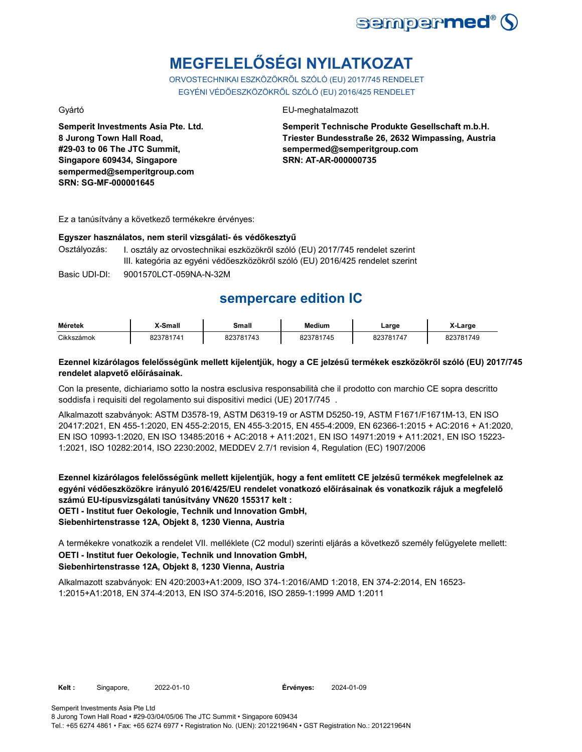# MEGFELELŐSÉGI NYILATKOZAT

ORVOSTECHNIKAI ESZKÖZÖKRŐL SZÓLÓ (EU) 2017/745 RENDELET
EGYÉNI VÉDŐESZKÖZÖKRŐL SZÓLÓ (EU) 2016/425 RENDELET

Gyártó

**Semperit Investments Asia Pte. Ltd.**
**8 Jurong Town Hall Road,**
**#29-03 to 06 The JTC Summit,**
**Singapore 609434, Singapore**
**sempermed@semperitgroup.com**
**SRN: SG-MF-000001645**

EU-meghatalmazott

**Semperit Technische Produkte Gesellschaft m.b.H.**
**Triester Bundesstraße 26, 2632 Wimpassing, Austria**
**sempermed@semperitgroup.com**
**SRN: AT-AR-000000735**

Ez a tanúsítvány a következő termékekre érvényes:

**Egyszer használatos, nem steril vizsgálati- és védőkesztyű**

Osztályozás: I. osztály az orvostechnikai eszközökről szóló (EU) 2017/745 rendelet szerint
III. kategória az egyéni védőeszközökről szóló (EU) 2016/425 rendelet szerint

Basic UDI-DI: 9001570LCT-059NA-N-32M

## sempercare edition IC

| Méretek | X-Small | Small | Medium | Large | X-Large |
|---|---|---|---|---|---|
| Cikkszámok | 823781741 | 823781743 | 823781745 | 823781747 | 823781749 |

**Ezennel kizárólagos felelősségünk mellett kijelentjük, hogy a CE jelzésű termékek eszközökről szóló (EU) 2017/745 rendelet alapvető előírásainak.**

Con la presente, dichiariamo sotto la nostra esclusiva responsabilità che il prodotto con marchio CE sopra descritto soddisfa i requisiti del regolamento sui dispositivi medici (UE) 2017/745 .

Alkalmazott szabványok: ASTM D3578-19, ASTM D6319-19 or ASTM D5250-19, ASTM F1671/F1671M-13, EN ISO 20417:2021, EN 455-1:2020, EN 455-2:2015, EN 455-3:2015, EN 455-4:2009, EN 62366-1:2015 + AC:2016 + A1:2020, EN ISO 10993-1:2020, EN ISO 13485:2016 + AC:2018 + A11:2021, EN ISO 14971:2019 + A11:2021, EN ISO 15223-1:2021, ISO 10282:2014, ISO 2230:2002, MEDDEV 2.7/1 revision 4, Regulation (EC) 1907/2006

**Ezennel kizárólagos felelősségünk mellett kijelentjük, hogy a fent említett CE jelzésű termékek megfelelnek az egyéni védőeszközökre irányuló 2016/425/EU rendelet vonatkozó előírásainak és vonatkozik rájuk a megfelelő számú EU-típusvizsgálati tanúsítvány VN620 155317 kelt :**
**OETI - Institut fuer Oekologie, Technik und Innovation GmbH,**
**Siebenhirtenstrasse 12A, Objekt 8, 1230 Vienna, Austria**

A termékekre vonatkozik a rendelet VII. melléklete (C2 modul) szerinti eljárás a következő személy felügyelete mellett:
**OETI - Institut fuer Oekologie, Technik und Innovation GmbH,**
**Siebenhirtenstrasse 12A, Objekt 8, 1230 Vienna, Austria**

Alkalmazott szabványok: EN 420:2003+A1:2009, ISO 374-1:2016/AMD 1:2018, EN 374-2:2014, EN 16523-1:2015+A1:2018, EN 374-4:2013, EN ISO 374-5:2016, ISO 2859-1:1999 AMD 1:2011

**Kelt :** Singapore, 2022-01-10 **Érvényes:** 2024-01-09

Semperit Investments Asia Pte Ltd
8 Jurong Town Hall Road • #29-03/04/05/06 The JTC Summit • Singapore 609434
Tel.: +65 6274 4861 • Fax: +65 6274 6977 • Registration No. (UEN): 201221964N • GST Registration No.: 201221964N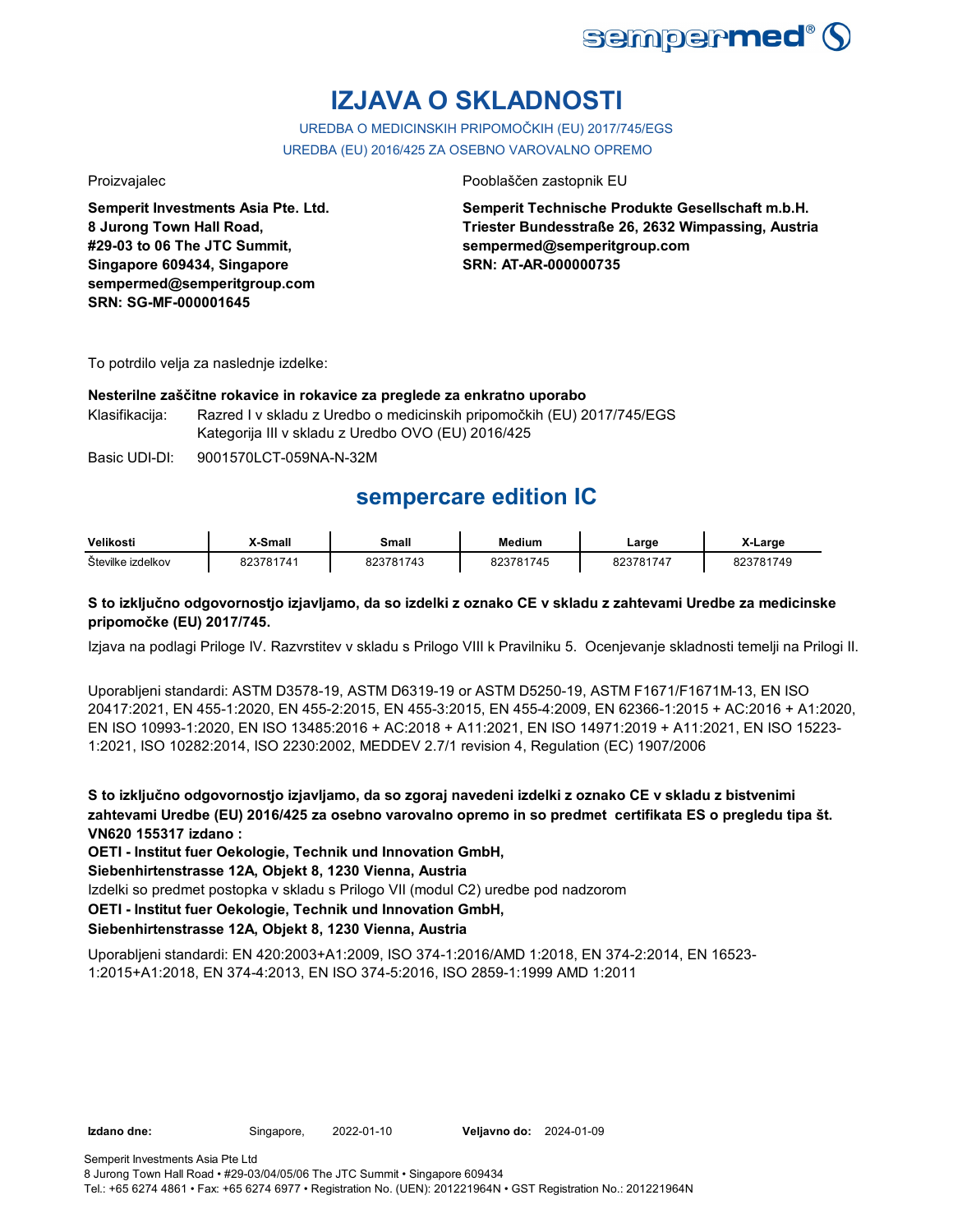# IZJAVA O SKLADNOSTI

UREDBA O MEDICINSKIH PRIPOMOČKIH (EU) 2017/745/EGS
UREDBA (EU) 2016/425 ZA OSEBNO VAROVALNO OPREMO

Proizvajalec

**Semperit Investments Asia Pte. Ltd.**
**8 Jurong Town Hall Road,**
**#29-03 to 06 The JTC Summit,**
**Singapore 609434, Singapore**
**sempermed@semperitgroup.com**
**SRN: SG-MF-000001645**

Pooblaščen zastopnik EU

**Semperit Technische Produkte Gesellschaft m.b.H.**
**Triester Bundesstraße 26, 2632 Wimpassing, Austria**
**sempermed@semperitgroup.com**
**SRN: AT-AR-000000735**

To potrdilo velja za naslednje izdelke:

**Nesterilne zaščitne rokavice in rokavice za preglede za enkratno uporabo**

Klasifikacija: Razred I v skladu z Uredbo o medicinskih pripomočkih (EU) 2017/745/EGS
Kategorija III v skladu z Uredbo OVO (EU) 2016/425

Basic UDI-DI: 9001570LCT-059NA-N-32M

## sempercare edition IC

| Velikosti | X-Small | Small | Medium | Large | X-Large |
|---|---|---|---|---|---|
| Številke izdelkov | 823781741 | 823781743 | 823781745 | 823781747 | 823781749 |

**S to izključno odgovornostjo izjavljamo, da so izdelki z oznako CE v skladu z zahtevami Uredbe za medicinske pripomočke (EU) 2017/745.**

Izjava na podlagi Priloge IV. Razvrstitev v skladu s Prilogo VIII k Pravilniku 5. Ocenjevanje skladnosti temelji na Prilogi II.

Uporabljeni standardi: ASTM D3578-19, ASTM D6319-19 or ASTM D5250-19, ASTM F1671/F1671M-13, EN ISO 20417:2021, EN 455-1:2020, EN 455-2:2015, EN 455-3:2015, EN 455-4:2009, EN 62366-1:2015 + AC:2016 + A1:2020, EN ISO 10993-1:2020, EN ISO 13485:2016 + AC:2018 + A11:2021, EN ISO 14971:2019 + A11:2021, EN ISO 15223-1:2021, ISO 10282:2014, ISO 2230:2002, MEDDEV 2.7/1 revision 4, Regulation (EC) 1907/2006

**S to izključno odgovornostjo izjavljamo, da so zgoraj navedeni izdelki z oznako CE v skladu z bistvenimi zahtevami Uredbe (EU) 2016/425 za osebno varovalno opremo in so predmet certifikata ES o pregledu tipa št. VN620 155317 izdano :**

**OETI - Institut fuer Oekologie, Technik und Innovation GmbH,**
**Siebenhirtenstrasse 12A, Objekt 8, 1230 Vienna, Austria**

Izdelki so predmet postopka v skladu s Prilogo VII (modul C2) uredbe pod nadzorom

**OETI - Institut fuer Oekologie, Technik und Innovation GmbH,**
**Siebenhirtenstrasse 12A, Objekt 8, 1230 Vienna, Austria**

Uporabljeni standardi: EN 420:2003+A1:2009, ISO 374-1:2016/AMD 1:2018, EN 374-2:2014, EN 16523-1:2015+A1:2018, EN 374-4:2013, EN ISO 374-5:2016, ISO 2859-1:1999 AMD 1:2011

**Izdano dne:** Singapore, 2022-01-10 **Veljavno do:** 2024-01-09

Semperit Investments Asia Pte Ltd
8 Jurong Town Hall Road • #29-03/04/05/06 The JTC Summit • Singapore 609434
Tel.: +65 6274 4861 • Fax: +65 6274 6977 • Registration No. (UEN): 201221964N • GST Registration No.: 201221964N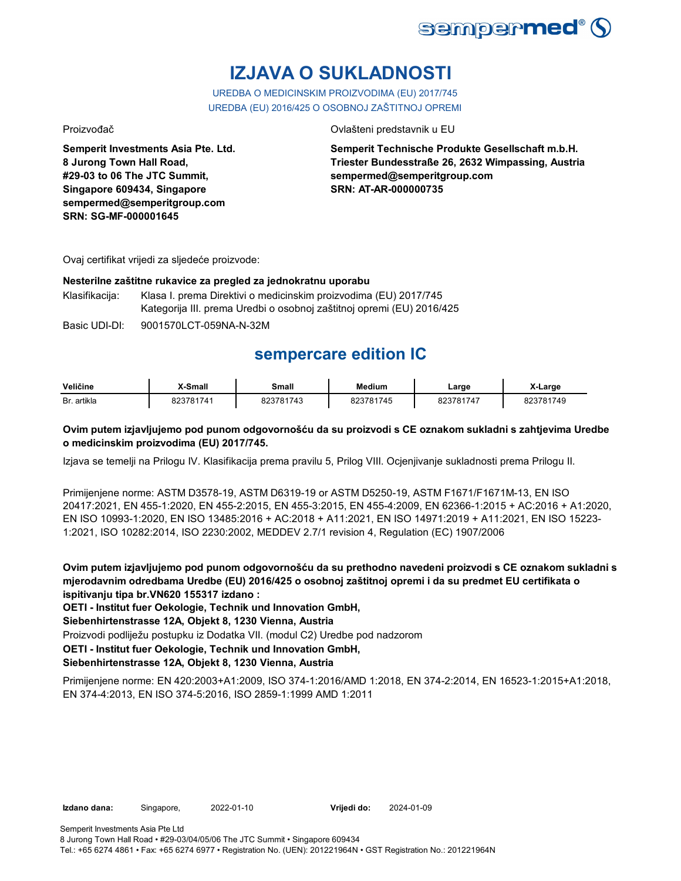# IZJAVA O SUKLADNOSTI

UREDBA O MEDICINSKIM PROIZVODIMA (EU) 2017/745
UREDBA (EU) 2016/425 O OSOBNOJ ZAŠTITNOJ OPREMI

Proizvođač

**Semperit Investments Asia Pte. Ltd.**
**8 Jurong Town Hall Road,**
**#29-03 to 06 The JTC Summit,**
**Singapore 609434, Singapore**
**sempermed@semperitgroup.com**
**SRN: SG-MF-000001645**

Ovlašteni predstavnik u EU

**Semperit Technische Produkte Gesellschaft m.b.H.**
**Triester Bundesstraße 26, 2632 Wimpassing, Austria**
**sempermed@semperitgroup.com**
**SRN: AT-AR-000000735**

Ovaj certifikat vrijedi za sljedeće proizvode:

**Nesterilne zaštitne rukavice za pregled za jednokratnu uporabu**

Klasifikacija: Klasa I. prema Direktivi o medicinskim proizvodima (EU) 2017/745
Kategorija III. prema Uredbi o osobnoj zaštitnoj opremi (EU) 2016/425

Basic UDI-DI: 9001570LCT-059NA-N-32M

## sempercare edition IC

| Veličine | X-Small | Small | Medium | Large | X-Large |
|---|---|---|---|---|---|
| Br. artikla | 823781741 | 823781743 | 823781745 | 823781747 | 823781749 |

**Ovim putem izjavljujemo pod punom odgovornošću da su proizvodi s CE oznakom sukladni s zahtjevima Uredbe o medicinskim proizvodima (EU) 2017/745.**

Izjava se temelji na Prilogu IV. Klasifikacija prema pravilu 5, Prilog VIII. Ocjenjivanje sukladnosti prema Prilogu II.

Primijenjene norme: ASTM D3578-19, ASTM D6319-19 or ASTM D5250-19, ASTM F1671/F1671M-13, EN ISO 20417:2021, EN 455-1:2020, EN 455-2:2015, EN 455-3:2015, EN 455-4:2009, EN 62366-1:2015 + AC:2016 + A1:2020, EN ISO 10993-1:2020, EN ISO 13485:2016 + AC:2018 + A11:2021, EN ISO 14971:2019 + A11:2021, EN ISO 15223-1:2021, ISO 10282:2014, ISO 2230:2002, MEDDEV 2.7/1 revision 4, Regulation (EC) 1907/2006

**Ovim putem izjavljujemo pod punom odgovornošću da su prethodno navedeni proizvodi s CE oznakom sukladni s mjerodavnim odredbama Uredbe (EU) 2016/425 o osobnoj zaštitnoj opremi i da su predmet EU certifikata o ispitivanju tipa br.VN620 155317 izdano :**
**OETI - Institut fuer Oekologie, Technik und Innovation GmbH,**
**Siebenhirtenstrasse 12A, Objekt 8, 1230 Vienna, Austria**
Proizvodi podliježu postupku iz Dodatka VII. (modul C2) Uredbe pod nadzorom
**OETI - Institut fuer Oekologie, Technik und Innovation GmbH,**
**Siebenhirtenstrasse 12A, Objekt 8, 1230 Vienna, Austria**

Primijenjene norme: EN 420:2003+A1:2009, ISO 374-1:2016/AMD 1:2018, EN 374-2:2014, EN 16523-1:2015+A1:2018, EN 374-4:2013, EN ISO 374-5:2016, ISO 2859-1:1999 AMD 1:2011

**Izdano dana:** Singapore, 2022-01-10 **Vrijedi do:** 2024-01-09

Semperit Investments Asia Pte Ltd
8 Jurong Town Hall Road • #29-03/04/05/06 The JTC Summit • Singapore 609434
Tel.: +65 6274 4861 • Fax: +65 6274 6977 • Registration No. (UEN): 201221964N • GST Registration No.: 201221964N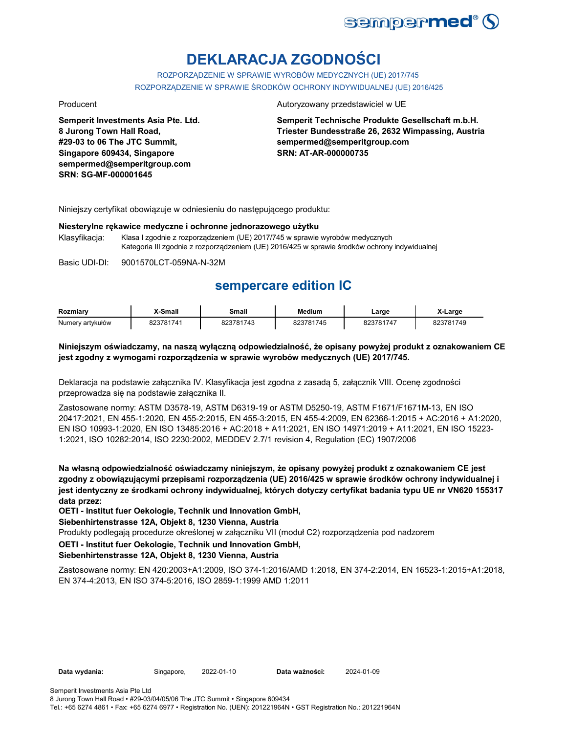# DEKLARACJA ZGODNOŚCI

ROZPORZĄDZENIE W SPRAWIE WYROBÓW MEDYCZNYCH (UE) 2017/745

ROZPORZĄDZENIE W SPRAWIE ŚRODKÓW OCHRONY INDYWIDUALNEJ (UE) 2016/425

Producent

**Semperit Investments Asia Pte. Ltd.**
**8 Jurong Town Hall Road,**
**#29-03 to 06 The JTC Summit,**
**Singapore 609434, Singapore**
**sempermed@semperitgroup.com**
**SRN: SG-MF-000001645**

Autoryzowany przedstawiciel w UE

**Semperit Technische Produkte Gesellschaft m.b.H.**
**Triester Bundesstraße 26, 2632 Wimpassing, Austria**
**sempermed@semperitgroup.com**
**SRN: AT-AR-000000735**

Niniejszy certyfikat obowiązuje w odniesieniu do następującego produktu:

**Niesterylne rękawice medyczne i ochronne jednorazowego użytku**

Klasyfikacja: Klasa I zgodnie z rozporządzeniem (UE) 2017/745 w sprawie wyrobów medycznych
Kategoria III zgodnie z rozporządzeniem (UE) 2016/425 w sprawie środków ochrony indywidualnej

Basic UDI-DI: 9001570LCT-059NA-N-32M

## sempercare edition IC

| Rozmiary | X-Small | Small | Medium | Large | X-Large |
|---|---|---|---|---|---|
| Numery artykułów | 823781741 | 823781743 | 823781745 | 823781747 | 823781749 |

**Niniejszym oświadczamy, na naszą wyłączną odpowiedzialność, że opisany powyżej produkt z oznakowaniem CE jest zgodny z wymogami rozporządzenia w sprawie wyrobów medycznych (UE) 2017/745.**

Deklaracja na podstawie załącznika IV. Klasyfikacja jest zgodna z zasadą 5, załącznik VIII. Ocenę zgodności przeprowadza się na podstawie załącznika II.

Zastosowane normy: ASTM D3578-19, ASTM D6319-19 or ASTM D5250-19, ASTM F1671/F1671M-13, EN ISO 20417:2021, EN 455-1:2020, EN 455-2:2015, EN 455-3:2015, EN 455-4:2009, EN 62366-1:2015 + AC:2016 + A1:2020, EN ISO 10993-1:2020, EN ISO 13485:2016 + AC:2018 + A11:2021, EN ISO 14971:2019 + A11:2021, EN ISO 15223-1:2021, ISO 10282:2014, ISO 2230:2002, MEDDEV 2.7/1 revision 4, Regulation (EC) 1907/2006

**Na własną odpowiedzialność oświadczamy niniejszym, że opisany powyżej produkt z oznakowaniem CE jest zgodny z obowiązującymi przepisami rozporządzenia (UE) 2016/425 w sprawie środków ochrony indywidualnej i jest identyczny ze środkami ochrony indywidualnej, których dotyczy certyfikat badania typu UE nr VN620 155317 data przez:**

**OETI - Institut fuer Oekologie, Technik und Innovation GmbH,**
**Siebenhirtenstrasse 12A, Objekt 8, 1230 Vienna, Austria**

Produkty podlegają procedurze określonej w załączniku VII (moduł C2) rozporządzenia pod nadzorem

**OETI - Institut fuer Oekologie, Technik und Innovation GmbH,**
**Siebenhirtenstrasse 12A, Objekt 8, 1230 Vienna, Austria**

Zastosowane normy: EN 420:2003+A1:2009, ISO 374-1:2016/AMD 1:2018, EN 374-2:2014, EN 16523-1:2015+A1:2018, EN 374-4:2013, EN ISO 374-5:2016, ISO 2859-1:1999 AMD 1:2011

**Data wydania:** Singapore, 2022-01-10 **Data ważności:** 2024-01-09

Semperit Investments Asia Pte Ltd
8 Jurong Town Hall Road • #29-03/04/05/06 The JTC Summit • Singapore 609434
Tel.: +65 6274 4861 • Fax: +65 6274 6977 • Registration No. (UEN): 201221964N • GST Registration No.: 201221964N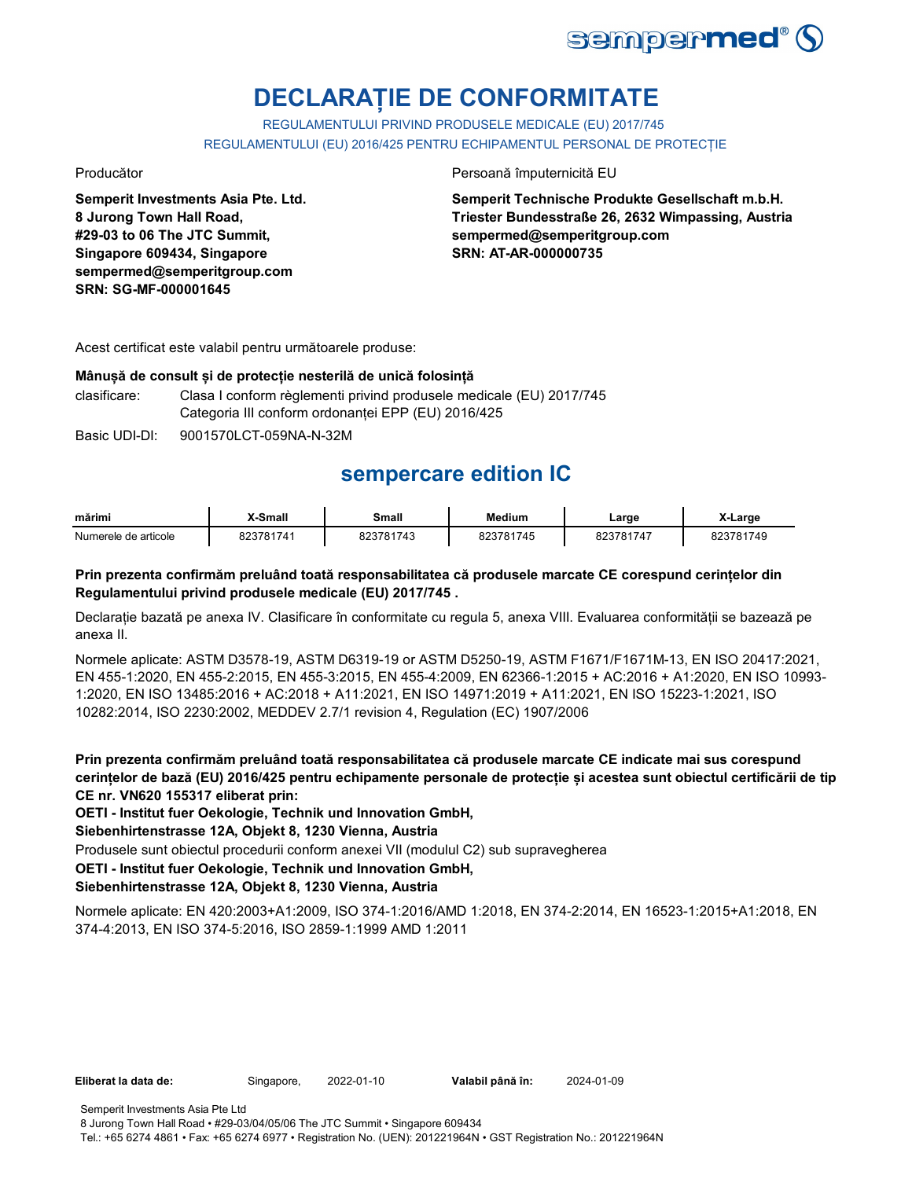# DECLARAȚIE DE CONFORMITATE

REGULAMENTULUI PRIVIND PRODUSELE MEDICALE (EU) 2017/745

REGULAMENTULUI (EU) 2016/425 PENTRU ECHIPAMENTUL PERSONAL DE PROTECȚIE

Producător

**Semperit Investments Asia Pte. Ltd.**
**8 Jurong Town Hall Road,**
**#29-03 to 06 The JTC Summit,**
**Singapore 609434, Singapore**
**sempermed@semperitgroup.com**
**SRN: SG-MF-000001645**

Persoană împuternicită EU

**Semperit Technische Produkte Gesellschaft m.b.H.**
**Triester Bundesstraße 26, 2632 Wimpassing, Austria**
**sempermed@semperitgroup.com**
**SRN: AT-AR-000000735**

Acest certificat este valabil pentru următoarele produse:

**Mânușă de consult și de protecție nesterilă de unică folosință**

clasificare: Clasa I conform règlementi privind produsele medicale (EU) 2017/745
Categoria III conform ordonanței EPP (EU) 2016/425

Basic UDI-DI: 9001570LCT-059NA-N-32M

## sempercare edition IC

| mărimi | X-Small | Small | Medium | Large | X-Large |
|---|---|---|---|---|---|
| Numerele de articole | 823781741 | 823781743 | 823781745 | 823781747 | 823781749 |

**Prin prezenta confirmăm preluând toată responsabilitatea că produsele marcate CE corespund cerințelor din Regulamentului privind produsele medicale (EU) 2017/745 .**

Declarație bazată pe anexa IV. Clasificare în conformitate cu regula 5, anexa VIII. Evaluarea conformității se bazează pe anexa II.

Normele aplicate: ASTM D3578-19, ASTM D6319-19 or ASTM D5250-19, ASTM F1671/F1671M-13, EN ISO 20417:2021, EN 455-1:2020, EN 455-2:2015, EN 455-3:2015, EN 455-4:2009, EN 62366-1:2015 + AC:2016 + A1:2020, EN ISO 10993-1:2020, EN ISO 13485:2016 + AC:2018 + A11:2021, EN ISO 14971:2019 + A11:2021, EN ISO 15223-1:2021, ISO 10282:2014, ISO 2230:2002, MEDDEV 2.7/1 revision 4, Regulation (EC) 1907/2006

**Prin prezenta confirmăm preluând toată responsabilitatea că produsele marcate CE indicate mai sus corespund cerințelor de bază (EU) 2016/425 pentru echipamente personale de protecție și acestea sunt obiectul certificării de tip CE nr. VN620 155317 eliberat prin:**

**OETI - Institut fuer Oekologie, Technik und Innovation GmbH,**

**Siebenhirtenstrasse 12A, Objekt 8, 1230 Vienna, Austria**

Produsele sunt obiectul procedurii conform anexei VII (modulul C2) sub supravegherea

**OETI - Institut fuer Oekologie, Technik und Innovation GmbH,**

**Siebenhirtenstrasse 12A, Objekt 8, 1230 Vienna, Austria**

Normele aplicate: EN 420:2003+A1:2009, ISO 374-1:2016/AMD 1:2018, EN 374-2:2014, EN 16523-1:2015+A1:2018, EN 374-4:2013, EN ISO 374-5:2016, ISO 2859-1:1999 AMD 1:2011

**Eliberat la data de:** Singapore, 2022-01-10 **Valabil până în:** 2024-01-09

Semperit Investments Asia Pte Ltd
8 Jurong Town Hall Road • #29-03/04/05/06 The JTC Summit • Singapore 609434
Tel.: +65 6274 4861 • Fax: +65 6274 6977 • Registration No. (UEN): 201221964N • GST Registration No.: 201221964N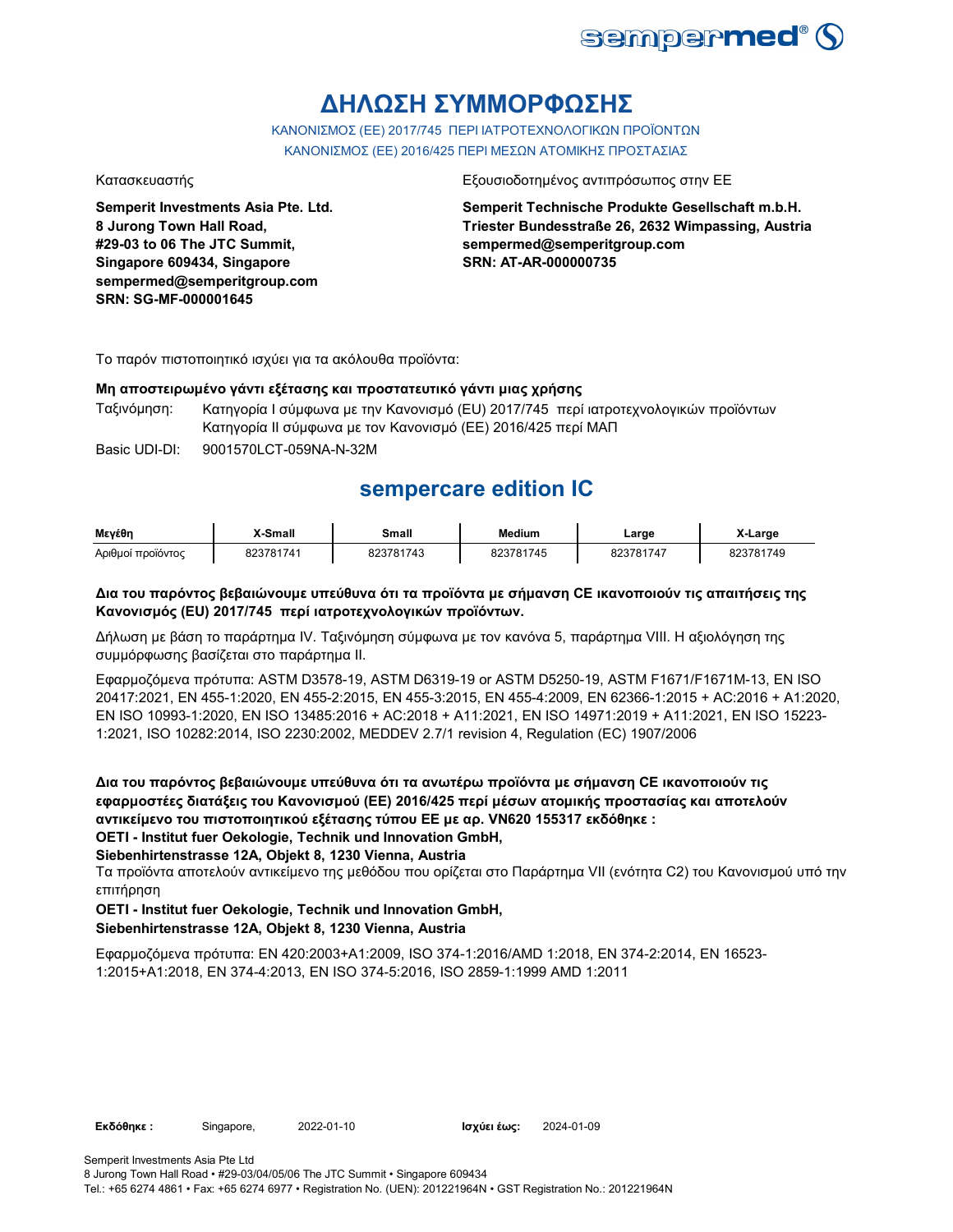# ΔΗΛΩΣΗ ΣΥΜΜΟΡΦΩΣΗΣ

ΚΑΝΟΝΙΣΜΟΣ (ΕΕ) 2017/745 ΠΕΡΙ ΙΑΤΡΟΤΕΧΝΟΛΟΓΙΚΩΝ ΠΡΟΪΟΝΤΩΝ
ΚΑΝΟΝΙΣΜΟΣ (ΕΕ) 2016/425 ΠΕΡΙ ΜΕΣΩΝ ΑΤΟΜΙΚΗΣ ΠΡΟΣΤΑΣΙΑΣ

Κατασκευαστής

**Semperit Investments Asia Pte. Ltd.**
**8 Jurong Town Hall Road,**
**#29-03 to 06 The JTC Summit,**
**Singapore 609434, Singapore**
**sempermed@semperitgroup.com**
**SRN: SG-MF-000001645**

Εξουσιοδοτημένος αντιπρόσωπος στην ΕΕ

**Semperit Technische Produkte Gesellschaft m.b.H.**
**Triester Bundesstraße 26, 2632 Wimpassing, Austria**
**sempermed@semperitgroup.com**
**SRN: AT-AR-000000735**

Το παρόν πιστοποιητικό ισχύει για τα ακόλουθα προϊόντα:

**Μη αποστειρωμένο γάντι εξέτασης και προστατευτικό γάντι μιας χρήσης**

Ταξινόμηση: Κατηγορία I σύμφωνα με την Κανονισμό (EU) 2017/745 περί ιατροτεχνολογικών προϊόντων
Κατηγορία II σύμφωνα με τον Κανονισμό (ΕΕ) 2016/425 περί ΜΑΠ

Basic UDI-DI: 9001570LCT-059NA-N-32M

## sempercare edition IC

| Μεγέθη | X-Small | Small | Medium | Large | X-Large |
|---|---|---|---|---|---|
| Αριθμοί προϊόντος | 823781741 | 823781743 | 823781745 | 823781747 | 823781749 |

**Δια του παρόντος βεβαιώνουμε υπεύθυνα ότι τα προϊόντα με σήμανση CE ικανοποιούν τις απαιτήσεις της Κανονισμός (EU) 2017/745 περί ιατροτεχνολογικών προϊόντων.**

Δήλωση με βάση το παράρτημα IV. Ταξινόμηση σύμφωνα με τον κανόνα 5, παράρτημα VIII. Η αξιολόγηση της συμμόρφωσης βασίζεται στο παράρτημα II.

Εφαρμοζόμενα πρότυπα: ASTM D3578-19, ASTM D6319-19 or ASTM D5250-19, ASTM F1671/F1671M-13, EN ISO 20417:2021, EN 455-1:2020, EN 455-2:2015, EN 455-3:2015, EN 455-4:2009, EN 62366-1:2015 + AC:2016 + A1:2020, EN ISO 10993-1:2020, EN ISO 13485:2016 + AC:2018 + A11:2021, EN ISO 14971:2019 + A11:2021, EN ISO 15223-1:2021, ISO 10282:2014, ISO 2230:2002, MEDDEV 2.7/1 revision 4, Regulation (EC) 1907/2006

**Δια του παρόντος βεβαιώνουμε υπεύθυνα ότι τα ανωτέρω προϊόντα με σήμανση CE ικανοποιούν τις εφαρμοστέες διατάξεις του Κανονισμού (ΕΕ) 2016/425 περί μέσων ατομικής προστασίας και αποτελούν αντικείμενο του πιστοποιητικού εξέτασης τύπου ΕΕ με αρ. VN620 155317 εκδόθηκε :**
**OETI - Institut fuer Oekologie, Technik und Innovation GmbH,**
**Siebenhirtenstrasse 12A, Objekt 8, 1230 Vienna, Austria**
Τα προϊόντα αποτελούν αντικείμενο της μεθόδου που ορίζεται στο Παράρτημα VII (ενότητα C2) του Κανονισμού υπό την επιτήρηση
**OETI - Institut fuer Oekologie, Technik und Innovation GmbH,**
**Siebenhirtenstrasse 12A, Objekt 8, 1230 Vienna, Austria**

Εφαρμοζόμενα πρότυπα: EN 420:2003+A1:2009, ISO 374-1:2016/AMD 1:2018, EN 374-2:2014, EN 16523-1:2015+A1:2018, EN 374-4:2013, EN ISO 374-5:2016, ISO 2859-1:1999 AMD 1:2011

**Εκδόθηκε :** Singapore, 2022-01-10 **Ισχύει έως:** 2024-01-09

Semperit Investments Asia Pte Ltd
8 Jurong Town Hall Road • #29-03/04/05/06 The JTC Summit • Singapore 609434
Tel.: +65 6274 4861 • Fax: +65 6274 6977 • Registration No. (UEN): 201221964N • GST Registration No.: 201221964N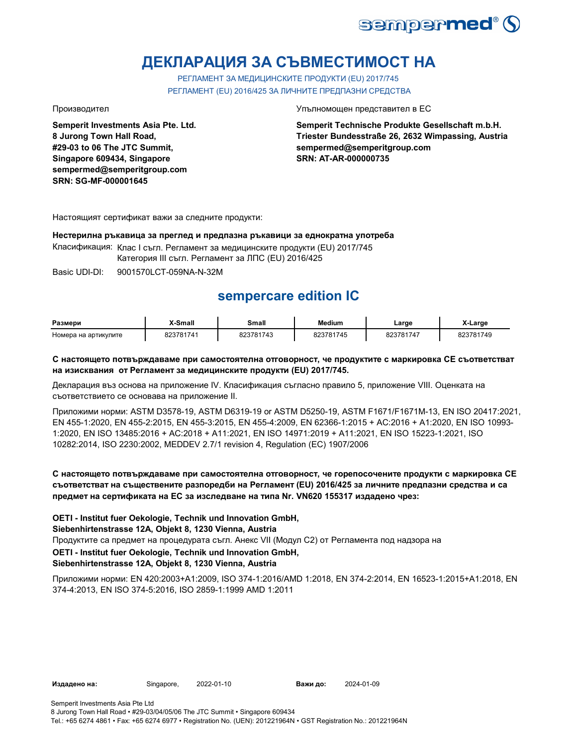# ДЕКЛАРАЦИЯ ЗА СЪВМЕСТИМОСТ НА

РЕГЛАМЕНТ ЗА МЕДИЦИНСКИТЕ ПРОДУКТИ (EU) 2017/745
РЕГЛАМЕНТ (EU) 2016/425 ЗА ЛИЧНИТЕ ПРЕДПАЗНИ СРЕДСТВА

Производител

**Semperit Investments Asia Pte. Ltd.**
**8 Jurong Town Hall Road,**
**#29-03 to 06 The JTC Summit,**
**Singapore 609434, Singapore**
**sempermed@semperitgroup.com**
**SRN: SG-MF-000001645**

Упълномощен представител в ЕС

**Semperit Technische Produkte Gesellschaft m.b.H.**
**Triester Bundesstraße 26, 2632 Wimpassing, Austria**
**sempermed@semperitgroup.com**
**SRN: AT-AR-000000735**

Настоящият сертификат важи за следните продукти:

**Нестерилна ръкавица за преглед и предпазна ръкавици за еднократна употреба**

Класификация: Клас I съгл. Регламент за медицинските продукти (EU) 2017/745
Категория III съгл. Регламент за ЛПС (EU) 2016/425

Basic UDI-DI: 9001570LCT-059NA-N-32M

## sempercare edition IC

| Размери | X-Small | Small | Medium | Large | X-Large |
|---|---|---|---|---|---|
| Номера на артикулите | 823781741 | 823781743 | 823781745 | 823781747 | 823781749 |

**С настоящето потвърждаваме при самостоятелна отговорност, че продуктите с маркировка CE съответстват на изисквания от Регламент за медицинските продукти (EU) 2017/745.**

Декларация въз основа на приложение IV. Класификация съгласно правило 5, приложение VIII. Оценката на съответствието се основава на приложение II.

Приложими норми: ASTM D3578-19, ASTM D6319-19 or ASTM D5250-19, ASTM F1671/F1671M-13, EN ISO 20417:2021, EN 455-1:2020, EN 455-2:2015, EN 455-3:2015, EN 455-4:2009, EN 62366-1:2015 + AC:2016 + A1:2020, EN ISO 10993-1:2020, EN ISO 13485:2016 + AC:2018 + A11:2021, EN ISO 14971:2019 + A11:2021, EN ISO 15223-1:2021, ISO 10282:2014, ISO 2230:2002, MEDDEV 2.7/1 revision 4, Regulation (EC) 1907/2006

**С настоящето потвърждаваме при самостоятелна отговорност, че горепосочените продукти с маркировка CE съответстват на съществените разпоредби на Регламент (EU) 2016/425 за личните предпазни средства и са предмет на сертификата на ЕС за изследване на типа Nr. VN620 155317 издадено чрез:**

**OETI - Institut fuer Oekologie, Technik und Innovation GmbH,**
**Siebenhirtenstrasse 12A, Objekt 8, 1230 Vienna, Austria**
Продуктите са предмет на процедурата съгл. Анекс VII (Модул C2) от Регламента под надзора на
**OETI - Institut fuer Oekologie, Technik und Innovation GmbH,**
**Siebenhirtenstrasse 12A, Objekt 8, 1230 Vienna, Austria**

Приложими норми: EN 420:2003+A1:2009, ISO 374-1:2016/AMD 1:2018, EN 374-2:2014, EN 16523-1:2015+A1:2018, EN 374-4:2013, EN ISO 374-5:2016, ISO 2859-1:1999 AMD 1:2011

**Издадено на:** Singapore, 2022-01-10 **Важи до:** 2024-01-09

Semperit Investments Asia Pte Ltd
8 Jurong Town Hall Road • #29-03/04/05/06 The JTC Summit • Singapore 609434
Tel.: +65 6274 4861 • Fax: +65 6274 6977 • Registration No. (UEN): 201221964N • GST Registration No.: 201221964N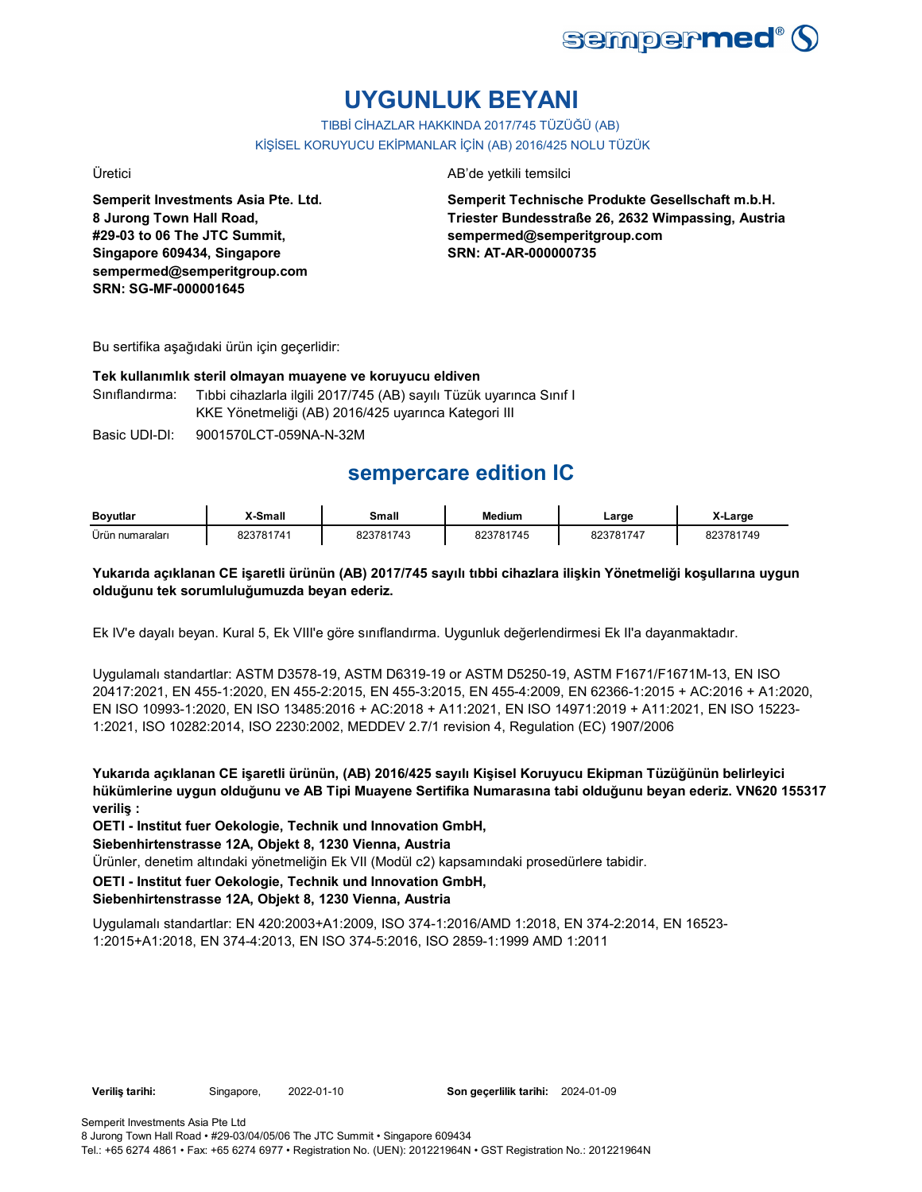sempermed®

# UYGUNLUK BEYANI

TIBBİ CİHAZLAR HAKKINDA 2017/745 TÜZÜĞÜ (AB)

KİŞİSEL KORUYUCU EKİPMANLAR İÇİN (AB) 2016/425 NOLU TÜZÜK

Üretici

**Semperit Investments Asia Pte. Ltd.**
**8 Jurong Town Hall Road,**
**#29-03 to 06 The JTC Summit,**
**Singapore 609434, Singapore**
**sempermed@semperitgroup.com**
**SRN: SG-MF-000001645**

AB'de yetkili temsilci

**Semperit Technische Produkte Gesellschaft m.b.H.**
**Triester Bundesstraße 26, 2632 Wimpassing, Austria**
**sempermed@semperitgroup.com**
**SRN: AT-AR-000000735**

Bu sertifika aşağıdaki ürün için geçerlidir:

**Tek kullanımlık steril olmayan muayene ve koruyucu eldiven**

Sınıflandırma: Tıbbi cihazlarla ilgili 2017/745 (AB) sayılı Tüzük uyarınca Sınıf I
KKE Yönetmeliği (AB) 2016/425 uyarınca Kategori III

Basic UDI-DI: 9001570LCT-059NA-N-32M

## sempercare edition IC

| Boyutlar | X-Small | Small | Medium | Large | X-Large |
|---|---|---|---|---|---|
| Ürün numaraları | 823781741 | 823781743 | 823781745 | 823781747 | 823781749 |

**Yukarıda açıklanan CE işaretli ürünün (AB) 2017/745 sayılı tıbbi cihazlara ilişkin Yönetmeliği koşullarına uygun olduğunu tek sorumluluğumuzda beyan ederiz.**

Ek IV'e dayalı beyan. Kural 5, Ek VIII'e göre sınıflandırma. Uygunluk değerlendirmesi Ek II'a dayanmaktadır.

Uygulamalı standartlar: ASTM D3578-19, ASTM D6319-19 or ASTM D5250-19, ASTM F1671/F1671M-13, EN ISO 20417:2021, EN 455-1:2020, EN 455-2:2015, EN 455-3:2015, EN 455-4:2009, EN 62366-1:2015 + AC:2016 + A1:2020, EN ISO 10993-1:2020, EN ISO 13485:2016 + AC:2018 + A11:2021, EN ISO 14971:2019 + A11:2021, EN ISO 15223-1:2021, ISO 10282:2014, ISO 2230:2002, MEDDEV 2.7/1 revision 4, Regulation (EC) 1907/2006

**Yukarıda açıklanan CE işaretli ürünün, (AB) 2016/425 sayılı Kişisel Koruyucu Ekipman Tüzüğünün belirleyici hükümlerine uygun olduğunu ve AB Tipi Muayene Sertifika Numarasına tabi olduğunu beyan ederiz. VN620 155317 veriliş :**

**OETI - Institut fuer Oekologie, Technik und Innovation GmbH,**
**Siebenhirtenstrasse 12A, Objekt 8, 1230 Vienna, Austria**

Ürünler, denetim altındaki yönetmeliğin Ek VII (Modül c2) kapsamındaki prosedürlere tabidir.

**OETI - Institut fuer Oekologie, Technik und Innovation GmbH,**
**Siebenhirtenstrasse 12A, Objekt 8, 1230 Vienna, Austria**

Uygulamalı standartlar: EN 420:2003+A1:2009, ISO 374-1:2016/AMD 1:2018, EN 374-2:2014, EN 16523-1:2015+A1:2018, EN 374-4:2013, EN ISO 374-5:2016, ISO 2859-1:1999 AMD 1:2011

**Veriliş tarihi:** Singapore, 2022-01-10 **Son geçerlilik tarihi:** 2024-01-09

Semperit Investments Asia Pte Ltd
8 Jurong Town Hall Road • #29-03/04/05/06 The JTC Summit • Singapore 609434
Tel.: +65 6274 4861 • Fax: +65 6274 6977 • Registration No. (UEN): 201221964N • GST Registration No.: 201221964N